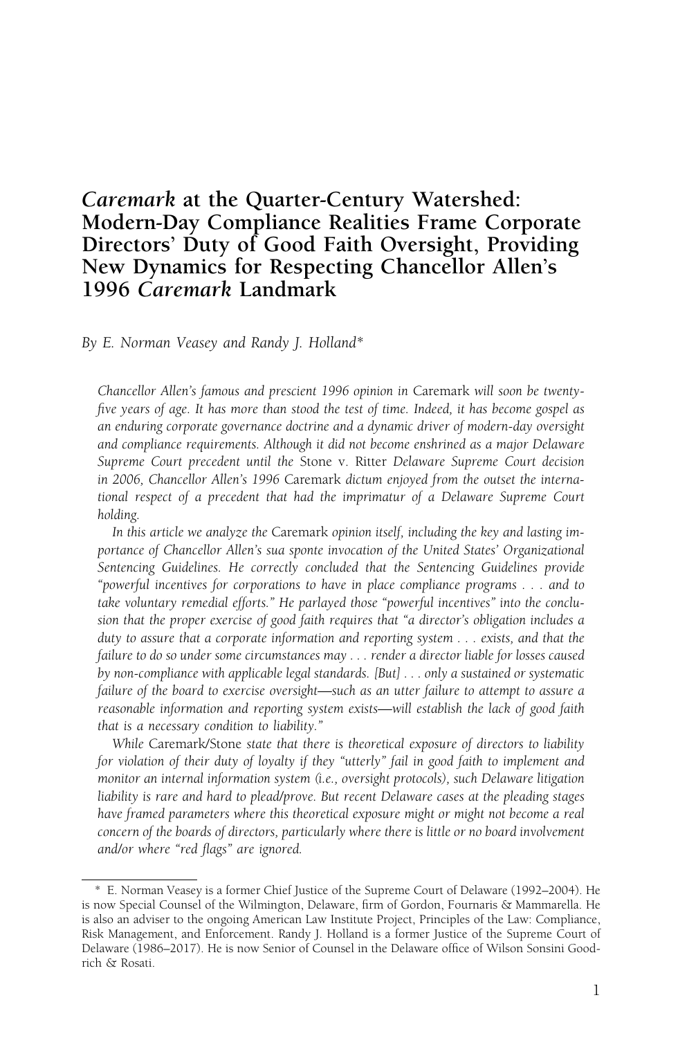# *Caremark* at the Quarter-Century Watershed: Modern-Day Compliance Realities Frame Corporate Directors' Duty of Good Faith Oversight, Providing New Dynamics for Respecting Chancellor Allen's 1996 *Caremark* Landmark

*By E. Norman Veasey and Randy J. Holland\**

*Chancellor Allen's famous and prescient 1996 opinion in* Caremark *will soon be twenty-five years of age. It has more than stood the test of time. Indeed, it has become gospel as an enduring corporate governance doctrine and a dynamic driver of modern-day oversight and compliance requirements. Although it did not become enshrined as a major Delaware Supreme Court precedent until the* Stone v. Ritter *Delaware Supreme Court decision in 2006, Chancellor Allen's 1996* Caremark *dictum enjoyed from the outset the international respect of a precedent that had the imprimatur of a Delaware Supreme Court holding.*

*In this article we analyze the* Caremark *opinion itself, including the key and lasting importance of Chancellor Allen's sua sponte invocation of the United States' Organizational Sentencing Guidelines. He correctly concluded that the Sentencing Guidelines provide "powerful incentives for corporations to have in place compliance programs . . . and to take voluntary remedial efforts." He parlayed those "powerful incentives" into the conclusion that the proper exercise of good faith requires that "a director's obligation includes a duty to assure that a corporate information and reporting system . . . exists, and that the failure to do so under some circumstances may . . . render a director liable for losses caused by non-compliance with applicable legal standards. [But] . . . only a sustained or systematic failure of the board to exercise oversight—such as an utter failure to attempt to assure a reasonable information and reporting system exists—will establish the lack of good faith that is a necessary condition to liability."*

*While* Caremark/Stone *state that there is theoretical exposure of directors to liability for violation of their duty of loyalty if they "utterly" fail in good faith to implement and monitor an internal information system (i.e., oversight protocols), such Delaware litigation liability is rare and hard to plead/prove. But recent Delaware cases at the pleading stages have framed parameters where this theoretical exposure might or might not become a real concern of the boards of directors, particularly where there is little or no board involvement and/or where "red flags" are ignored.*

---

\* E. Norman Veasey is a former Chief Justice of the Supreme Court of Delaware (1992–2004). He is now Special Counsel of the Wilmington, Delaware, firm of Gordon, Fournaris & Mammarella. He is also an adviser to the ongoing American Law Institute Project, Principles of the Law: Compliance, Risk Management, and Enforcement. Randy J. Holland is a former Justice of the Supreme Court of Delaware (1986–2017). He is now Senior of Counsel in the Delaware office of Wilson Sonsini Goodrich & Rosati.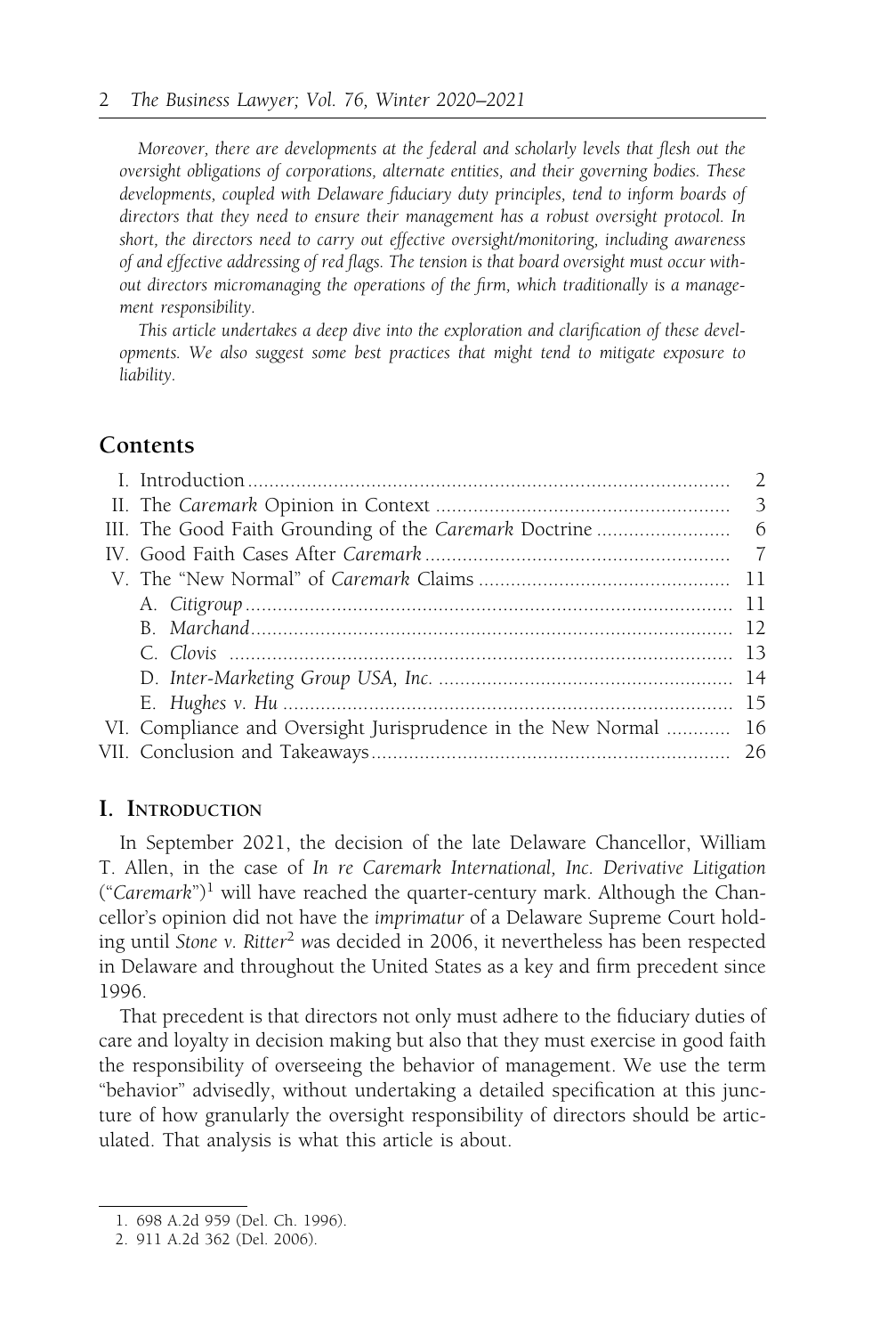*Moreover, there are developments at the federal and scholarly levels that flesh out the oversight obligations of corporations, alternate entities, and their governing bodies. These developments, coupled with Delaware fiduciary duty principles, tend to inform boards of directors that they need to ensure their management has a robust oversight protocol. In short, the directors need to carry out effective oversight/monitoring, including awareness of and effective addressing of red flags. The tension is that board oversight must occur without directors micromanaging the operations of the firm, which traditionally is a management responsibility.*

*This article undertakes a deep dive into the exploration and clarification of these developments. We also suggest some best practices that might tend to mitigate exposure to liability.*

## Contents

| | |
|---|---|
| I. Introduction | 2 |
| II. The *Caremark* Opinion in Context | 3 |
| III. The Good Faith Grounding of the *Caremark* Doctrine | 6 |
| IV. Good Faith Cases After *Caremark* | 7 |
| V. The "New Normal" of *Caremark* Claims | 11 |
| A. *Citigroup* | 11 |
| B. *Marchand* | 12 |
| C. *Clovis* | 13 |
| D. *Inter-Marketing Group USA, Inc.* | 14 |
| E. *Hughes v. Hu* | 15 |
| VI. Compliance and Oversight Jurisprudence in the New Normal | 16 |
| VII. Conclusion and Takeaways | 26 |

## I. Introduction

In September 2021, the decision of the late Delaware Chancellor, William T. Allen, in the case of *In re Caremark International, Inc. Derivative Litigation* ("*Caremark*")[1] will have reached the quarter-century mark. Although the Chancellor's opinion did not have the *imprimatur* of a Delaware Supreme Court holding until *Stone v. Ritter*[2] was decided in 2006, it nevertheless has been respected in Delaware and throughout the United States as a key and firm precedent since 1996.

That precedent is that directors not only must adhere to the fiduciary duties of care and loyalty in decision making but also that they must exercise in good faith the responsibility of overseeing the behavior of management. We use the term "behavior" advisedly, without undertaking a detailed specification at this juncture of how granularly the oversight responsibility of directors should be articulated. That analysis is what this article is about.

1. 698 A.2d 959 (Del. Ch. 1996).

2. 911 A.2d 362 (Del. 2006).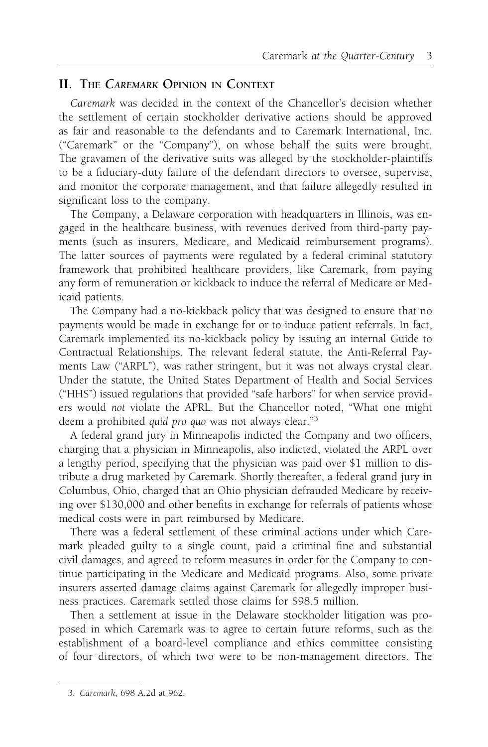## II. The *Caremark* Opinion in Context

*Caremark* was decided in the context of the Chancellor's decision whether the settlement of certain stockholder derivative actions should be approved as fair and reasonable to the defendants and to Caremark International, Inc. ("Caremark" or the "Company"), on whose behalf the suits were brought. The gravamen of the derivative suits was alleged by the stockholder-plaintiffs to be a fiduciary-duty failure of the defendant directors to oversee, supervise, and monitor the corporate management, and that failure allegedly resulted in significant loss to the company.

The Company, a Delaware corporation with headquarters in Illinois, was engaged in the healthcare business, with revenues derived from third-party payments (such as insurers, Medicare, and Medicaid reimbursement programs). The latter sources of payments were regulated by a federal criminal statutory framework that prohibited healthcare providers, like Caremark, from paying any form of remuneration or kickback to induce the referral of Medicare or Medicaid patients.

The Company had a no-kickback policy that was designed to ensure that no payments would be made in exchange for or to induce patient referrals. In fact, Caremark implemented its no-kickback policy by issuing an internal Guide to Contractual Relationships. The relevant federal statute, the Anti-Referral Payments Law ("ARPL"), was rather stringent, but it was not always crystal clear. Under the statute, the United States Department of Health and Social Services ("HHS") issued regulations that provided "safe harbors" for when service providers would *not* violate the APRL. But the Chancellor noted, "What one might deem a prohibited *quid pro quo* was not always clear."[3]

A federal grand jury in Minneapolis indicted the Company and two officers, charging that a physician in Minneapolis, also indicted, violated the ARPL over a lengthy period, specifying that the physician was paid over $1 million to distribute a drug marketed by Caremark. Shortly thereafter, a federal grand jury in Columbus, Ohio, charged that an Ohio physician defrauded Medicare by receiving over $130,000 and other benefits in exchange for referrals of patients whose medical costs were in part reimbursed by Medicare.

There was a federal settlement of these criminal actions under which Caremark pleaded guilty to a single count, paid a criminal fine and substantial civil damages, and agreed to reform measures in order for the Company to continue participating in the Medicare and Medicaid programs. Also, some private insurers asserted damage claims against Caremark for allegedly improper business practices. Caremark settled those claims for $98.5 million.

Then a settlement at issue in the Delaware stockholder litigation was proposed in which Caremark was to agree to certain future reforms, such as the establishment of a board-level compliance and ethics committee consisting of four directors, of which two were to be non-management directors. The

3. *Caremark*, 698 A.2d at 962.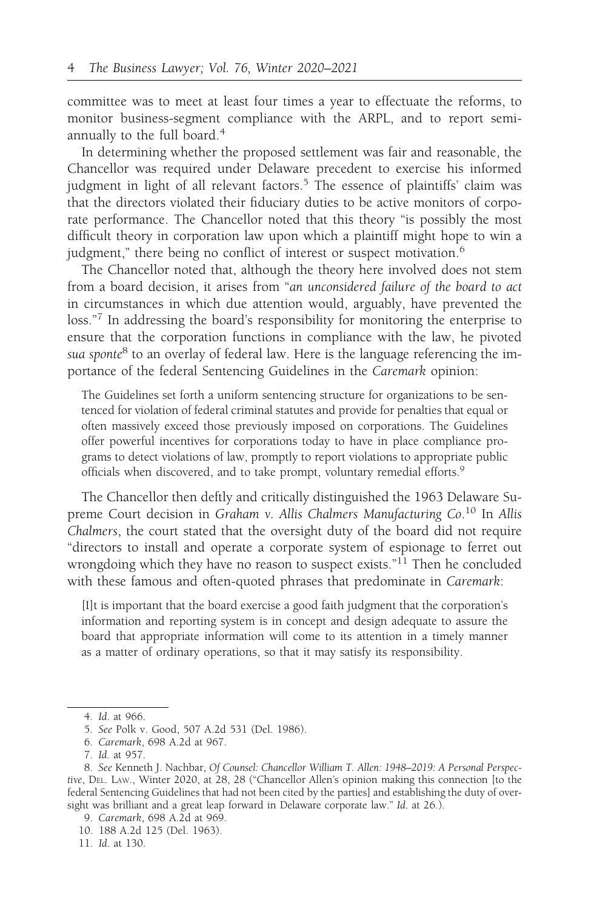committee was to meet at least four times a year to effectuate the reforms, to monitor business-segment compliance with the ARPL, and to report semi-annually to the full board.[4]

In determining whether the proposed settlement was fair and reasonable, the Chancellor was required under Delaware precedent to exercise his informed judgment in light of all relevant factors.[5] The essence of plaintiffs' claim was that the directors violated their fiduciary duties to be active monitors of corporate performance. The Chancellor noted that this theory "is possibly the most difficult theory in corporation law upon which a plaintiff might hope to win a judgment," there being no conflict of interest or suspect motivation.[6]

The Chancellor noted that, although the theory here involved does not stem from a board decision, it arises from "*an unconsidered failure of the board to act* in circumstances in which due attention would, arguably, have prevented the loss."[7] In addressing the board's responsibility for monitoring the enterprise to ensure that the corporation functions in compliance with the law, he pivoted *sua sponte*[8] to an overlay of federal law. Here is the language referencing the importance of the federal Sentencing Guidelines in the *Caremark* opinion:

> The Guidelines set forth a uniform sentencing structure for organizations to be sentenced for violation of federal criminal statutes and provide for penalties that equal or often massively exceed those previously imposed on corporations. The Guidelines offer powerful incentives for corporations today to have in place compliance programs to detect violations of law, promptly to report violations to appropriate public officials when discovered, and to take prompt, voluntary remedial efforts.[9]

The Chancellor then deftly and critically distinguished the 1963 Delaware Supreme Court decision in *Graham v. Allis Chalmers Manufacturing Co*.[10] In *Allis Chalmers*, the court stated that the oversight duty of the board did not require "directors to install and operate a corporate system of espionage to ferret out wrongdoing which they have no reason to suspect exists."[11] Then he concluded with these famous and often-quoted phrases that predominate in *Caremark*:

> [I]t is important that the board exercise a good faith judgment that the corporation's information and reporting system is in concept and design adequate to assure the board that appropriate information will come to its attention in a timely manner as a matter of ordinary operations, so that it may satisfy its responsibility.

---

4. *Id.* at 966.

5. *See* Polk v. Good, 507 A.2d 531 (Del. 1986).

6. *Caremark*, 698 A.2d at 967.

7. *Id.* at 957.

8. *See* Kenneth J. Nachbar, *Of Counsel: Chancellor William T. Allen: 1948–2019: A Personal Perspective*, DEL. LAW., Winter 2020, at 28, 28 ("Chancellor Allen's opinion making this connection [to the federal Sentencing Guidelines that had not been cited by the parties] and establishing the duty of oversight was brilliant and a great leap forward in Delaware corporate law." *Id.* at 26.).

9. *Caremark*, 698 A.2d at 969.

10. 188 A.2d 125 (Del. 1963).

11. *Id.* at 130.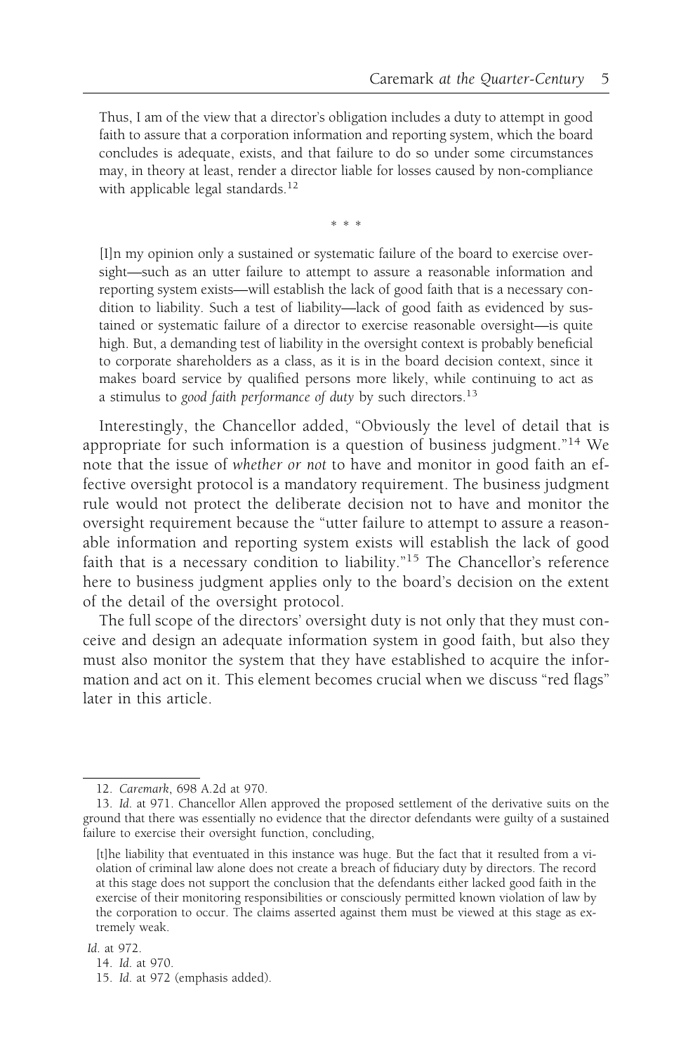> Thus, I am of the view that a director's obligation includes a duty to attempt in good faith to assure that a corporation information and reporting system, which the board concludes is adequate, exists, and that failure to do so under some circumstances may, in theory at least, render a director liable for losses caused by non-compliance with applicable legal standards.[12]
>
> \* \* \*
>
> [I]n my opinion only a sustained or systematic failure of the board to exercise oversight—such as an utter failure to attempt to assure a reasonable information and reporting system exists—will establish the lack of good faith that is a necessary condition to liability. Such a test of liability—lack of good faith as evidenced by sustained or systematic failure of a director to exercise reasonable oversight—is quite high. But, a demanding test of liability in the oversight context is probably beneficial to corporate shareholders as a class, as it is in the board decision context, since it makes board service by qualified persons more likely, while continuing to act as a stimulus to *good faith performance of duty* by such directors.[13]

Interestingly, the Chancellor added, "Obviously the level of detail that is appropriate for such information is a question of business judgment."[14] We note that the issue of *whether or not* to have and monitor in good faith an effective oversight protocol is a mandatory requirement. The business judgment rule would not protect the deliberate decision not to have and monitor the oversight requirement because the "utter failure to attempt to assure a reasonable information and reporting system exists will establish the lack of good faith that is a necessary condition to liability."[15] The Chancellor's reference here to business judgment applies only to the board's decision on the extent of the detail of the oversight protocol.

The full scope of the directors' oversight duty is not only that they must conceive and design an adequate information system in good faith, but also they must also monitor the system that they have established to acquire the information and act on it. This element becomes crucial when we discuss "red flags" later in this article.

---

12. *Caremark*, 698 A.2d at 970.

13. *Id.* at 971. Chancellor Allen approved the proposed settlement of the derivative suits on the ground that there was essentially no evidence that the director defendants were guilty of a sustained failure to exercise their oversight function, concluding,

> [t]he liability that eventuated in this instance was huge. But the fact that it resulted from a violation of criminal law alone does not create a breach of fiduciary duty by directors. The record at this stage does not support the conclusion that the defendants either lacked good faith in the exercise of their monitoring responsibilities or consciously permitted known violation of law by the corporation to occur. The claims asserted against them must be viewed at this stage as extremely weak.

*Id.* at 972.

14. *Id.* at 970.

15. *Id.* at 972 (emphasis added).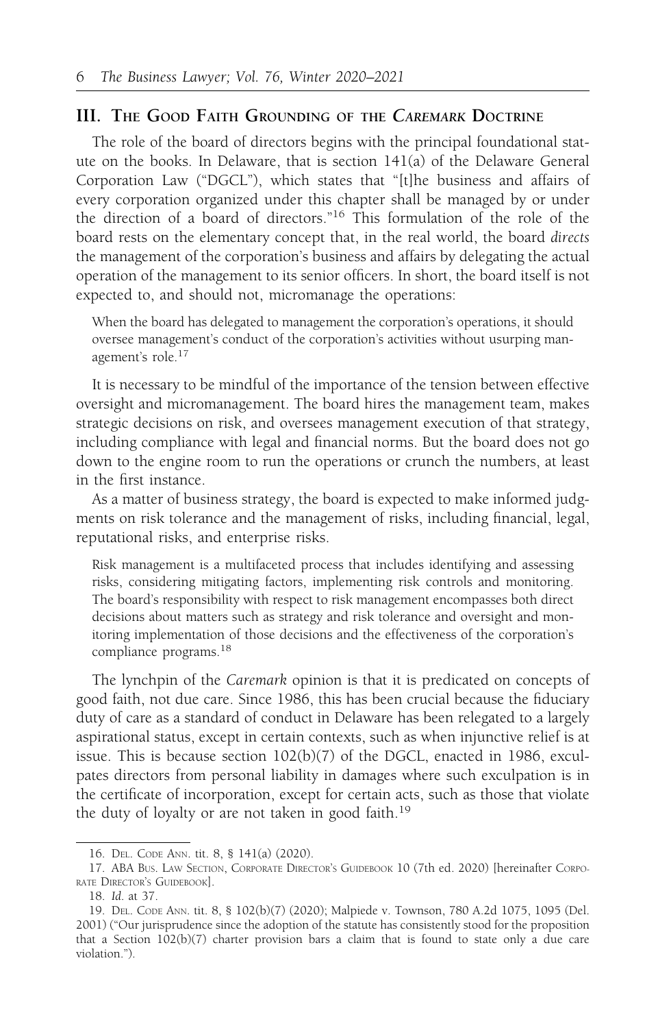## III. The Good Faith Grounding of the *Caremark* Doctrine

The role of the board of directors begins with the principal foundational statute on the books. In Delaware, that is section 141(a) of the Delaware General Corporation Law ("DGCL"), which states that "[t]he business and affairs of every corporation organized under this chapter shall be managed by or under the direction of a board of directors."[16] This formulation of the role of the board rests on the elementary concept that, in the real world, the board *directs* the management of the corporation's business and affairs by delegating the actual operation of the management to its senior officers. In short, the board itself is not expected to, and should not, micromanage the operations:

> When the board has delegated to management the corporation's operations, it should oversee management's conduct of the corporation's activities without usurping management's role.[17]

It is necessary to be mindful of the importance of the tension between effective oversight and micromanagement. The board hires the management team, makes strategic decisions on risk, and oversees management execution of that strategy, including compliance with legal and financial norms. But the board does not go down to the engine room to run the operations or crunch the numbers, at least in the first instance.

As a matter of business strategy, the board is expected to make informed judgments on risk tolerance and the management of risks, including financial, legal, reputational risks, and enterprise risks.

> Risk management is a multifaceted process that includes identifying and assessing risks, considering mitigating factors, implementing risk controls and monitoring. The board's responsibility with respect to risk management encompasses both direct decisions about matters such as strategy and risk tolerance and oversight and monitoring implementation of those decisions and the effectiveness of the corporation's compliance programs.[18]

The lynchpin of the *Caremark* opinion is that it is predicated on concepts of good faith, not due care. Since 1986, this has been crucial because the fiduciary duty of care as a standard of conduct in Delaware has been relegated to a largely aspirational status, except in certain contexts, such as when injunctive relief is at issue. This is because section 102(b)(7) of the DGCL, enacted in 1986, exculpates directors from personal liability in damages where such exculpation is in the certificate of incorporation, except for certain acts, such as those that violate the duty of loyalty or are not taken in good faith.[19]

---

16. Del. Code Ann. tit. 8, § 141(a) (2020).

17. ABA Bus. Law Section, Corporate Director's Guidebook 10 (7th ed. 2020) [hereinafter Corporate Director's Guidebook].

18. *Id.* at 37.

19. Del. Code Ann. tit. 8, § 102(b)(7) (2020); Malpiede v. Townson, 780 A.2d 1075, 1095 (Del. 2001) ("Our jurisprudence since the adoption of the statute has consistently stood for the proposition that a Section 102(b)(7) charter provision bars a claim that is found to state only a due care violation.").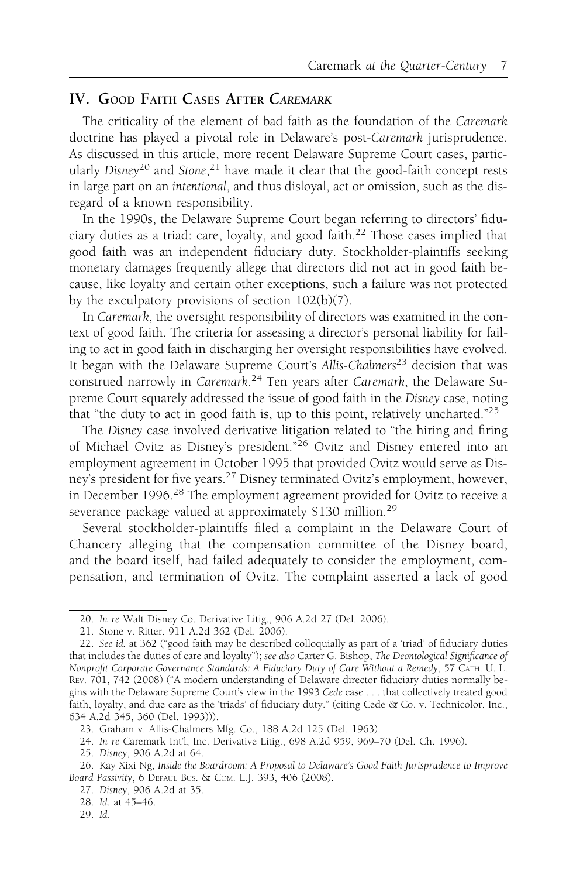## IV. Good Faith Cases After *Caremark*

The criticality of the element of bad faith as the foundation of the *Caremark* doctrine has played a pivotal role in Delaware's post-*Caremark* jurisprudence. As discussed in this article, more recent Delaware Supreme Court cases, particularly *Disney*[20] and *Stone*,[21] have made it clear that the good-faith concept rests in large part on an *intentional*, and thus disloyal, act or omission, such as the disregard of a known responsibility.

In the 1990s, the Delaware Supreme Court began referring to directors' fiduciary duties as a triad: care, loyalty, and good faith.[22] Those cases implied that good faith was an independent fiduciary duty. Stockholder-plaintiffs seeking monetary damages frequently allege that directors did not act in good faith because, like loyalty and certain other exceptions, such a failure was not protected by the exculpatory provisions of section 102(b)(7).

In *Caremark*, the oversight responsibility of directors was examined in the context of good faith. The criteria for assessing a director's personal liability for failing to act in good faith in discharging her oversight responsibilities have evolved. It began with the Delaware Supreme Court's *Allis-Chalmers*[23] decision that was construed narrowly in *Caremark*.[24] Ten years after *Caremark*, the Delaware Supreme Court squarely addressed the issue of good faith in the *Disney* case, noting that "the duty to act in good faith is, up to this point, relatively uncharted."[25]

The *Disney* case involved derivative litigation related to "the hiring and firing of Michael Ovitz as Disney's president."[26] Ovitz and Disney entered into an employment agreement in October 1995 that provided Ovitz would serve as Disney's president for five years.[27] Disney terminated Ovitz's employment, however, in December 1996.[28] The employment agreement provided for Ovitz to receive a severance package valued at approximately $130 million.[29]

Several stockholder-plaintiffs filed a complaint in the Delaware Court of Chancery alleging that the compensation committee of the Disney board, and the board itself, had failed adequately to consider the employment, compensation, and termination of Ovitz. The complaint asserted a lack of good

---

20. *In re* Walt Disney Co. Derivative Litig., 906 A.2d 27 (Del. 2006).

21. Stone v. Ritter, 911 A.2d 362 (Del. 2006).

22. *See id.* at 362 ("good faith may be described colloquially as part of a 'triad' of fiduciary duties that includes the duties of care and loyalty"); *see also* Carter G. Bishop, *The Deontological Significance of Nonprofit Corporate Governance Standards: A Fiduciary Duty of Care Without a Remedy*, 57 Cath. U. L. Rev. 701, 742 (2008) ("A modern understanding of Delaware director fiduciary duties normally begins with the Delaware Supreme Court's view in the 1993 *Cede* case . . . that collectively treated good faith, loyalty, and due care as the 'triads' of fiduciary duty." (citing Cede & Co. v. Technicolor, Inc., 634 A.2d 345, 360 (Del. 1993))).

23. Graham v. Allis-Chalmers Mfg. Co., 188 A.2d 125 (Del. 1963).

24. *In re* Caremark Int'l, Inc. Derivative Litig., 698 A.2d 959, 969–70 (Del. Ch. 1996).

25. *Disney*, 906 A.2d at 64.

26. Kay Xixi Ng, *Inside the Boardroom: A Proposal to Delaware's Good Faith Jurisprudence to Improve Board Passivity*, 6 DePaul Bus. & Com. L.J. 393, 406 (2008).

27. *Disney*, 906 A.2d at 35.

28. *Id.* at 45–46.

29. *Id.*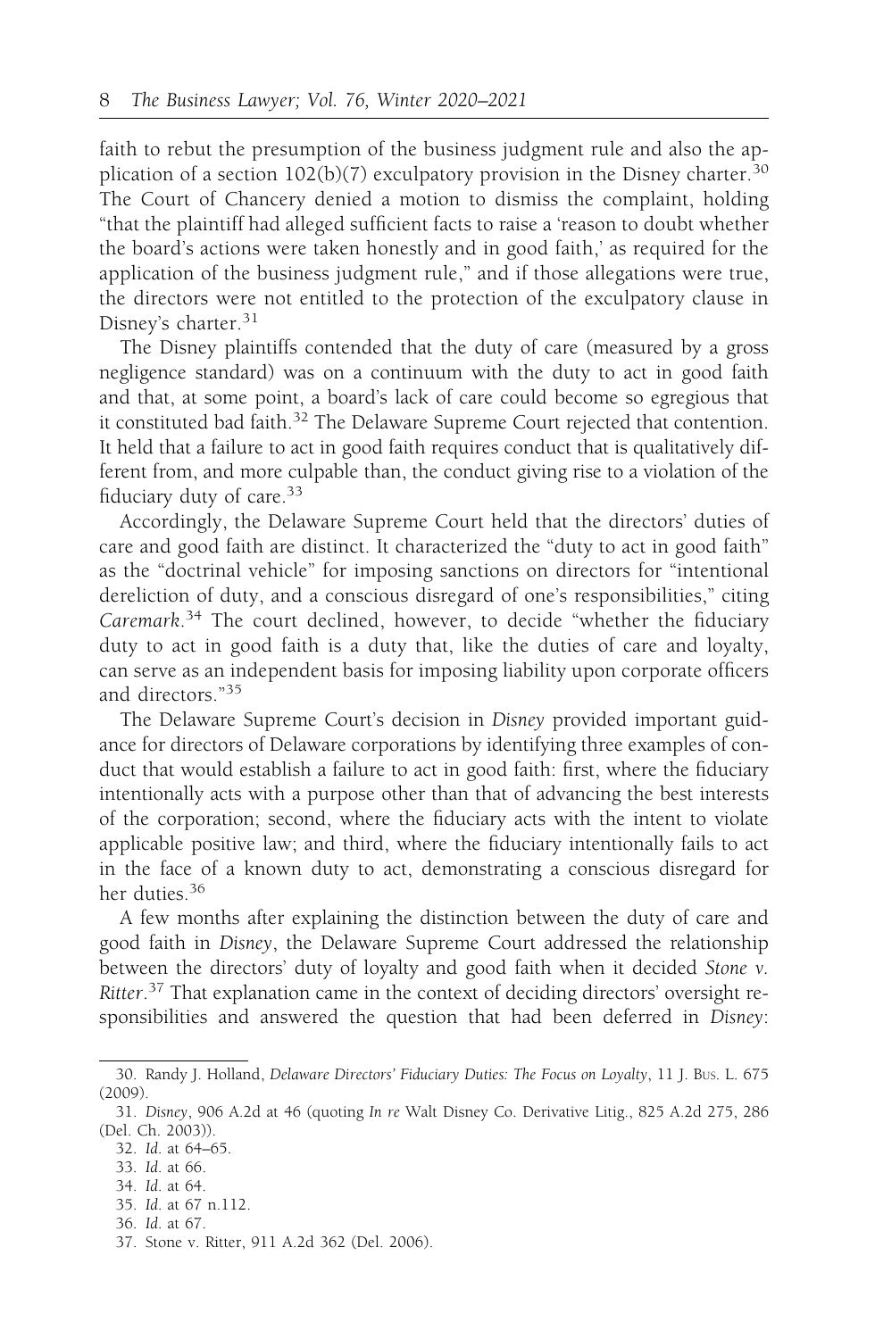faith to rebut the presumption of the business judgment rule and also the application of a section 102(b)(7) exculpatory provision in the Disney charter.[30] The Court of Chancery denied a motion to dismiss the complaint, holding "that the plaintiff had alleged sufficient facts to raise a 'reason to doubt whether the board's actions were taken honestly and in good faith,' as required for the application of the business judgment rule," and if those allegations were true, the directors were not entitled to the protection of the exculpatory clause in Disney's charter.[31]

The Disney plaintiffs contended that the duty of care (measured by a gross negligence standard) was on a continuum with the duty to act in good faith and that, at some point, a board's lack of care could become so egregious that it constituted bad faith.[32] The Delaware Supreme Court rejected that contention. It held that a failure to act in good faith requires conduct that is qualitatively different from, and more culpable than, the conduct giving rise to a violation of the fiduciary duty of care.[33]

Accordingly, the Delaware Supreme Court held that the directors' duties of care and good faith are distinct. It characterized the "duty to act in good faith" as the "doctrinal vehicle" for imposing sanctions on directors for "intentional dereliction of duty, and a conscious disregard of one's responsibilities," citing *Caremark*.[34] The court declined, however, to decide "whether the fiduciary duty to act in good faith is a duty that, like the duties of care and loyalty, can serve as an independent basis for imposing liability upon corporate officers and directors."[35]

The Delaware Supreme Court's decision in *Disney* provided important guidance for directors of Delaware corporations by identifying three examples of conduct that would establish a failure to act in good faith: first, where the fiduciary intentionally acts with a purpose other than that of advancing the best interests of the corporation; second, where the fiduciary acts with the intent to violate applicable positive law; and third, where the fiduciary intentionally fails to act in the face of a known duty to act, demonstrating a conscious disregard for her duties.[36]

A few months after explaining the distinction between the duty of care and good faith in *Disney*, the Delaware Supreme Court addressed the relationship between the directors' duty of loyalty and good faith when it decided *Stone v. Ritter*.[37] That explanation came in the context of deciding directors' oversight responsibilities and answered the question that had been deferred in *Disney*:

---

30. Randy J. Holland, *Delaware Directors' Fiduciary Duties: The Focus on Loyalty*, 11 J. Bus. L. 675 (2009).

31. *Disney*, 906 A.2d at 46 (quoting *In re* Walt Disney Co. Derivative Litig., 825 A.2d 275, 286 (Del. Ch. 2003)).

32. *Id.* at 64–65.

33. *Id.* at 66.

34. *Id.* at 64.

35. *Id.* at 67 n.112.

36. *Id.* at 67.

37. Stone v. Ritter, 911 A.2d 362 (Del. 2006).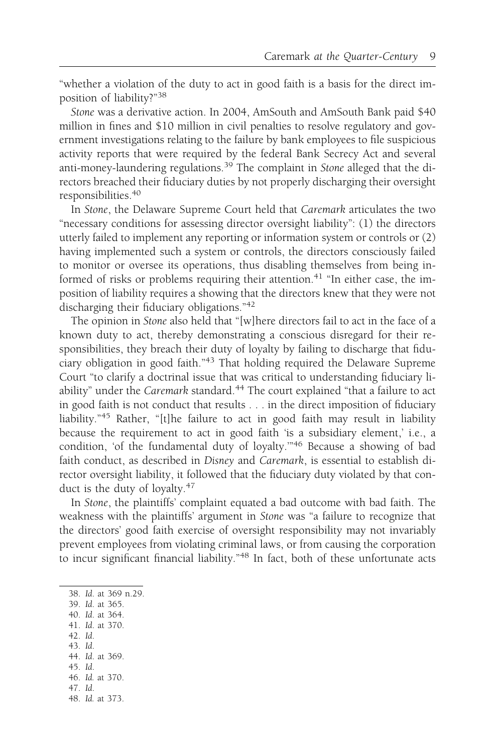"whether a violation of the duty to act in good faith is a basis for the direct imposition of liability?"[38]

*Stone* was a derivative action. In 2004, AmSouth and AmSouth Bank paid $40 million in fines and $10 million in civil penalties to resolve regulatory and government investigations relating to the failure by bank employees to file suspicious activity reports that were required by the federal Bank Secrecy Act and several anti-money-laundering regulations.[39] The complaint in *Stone* alleged that the directors breached their fiduciary duties by not properly discharging their oversight responsibilities.[40]

In *Stone*, the Delaware Supreme Court held that *Caremark* articulates the two "necessary conditions for assessing director oversight liability": (1) the directors utterly failed to implement any reporting or information system or controls or (2) having implemented such a system or controls, the directors consciously failed to monitor or oversee its operations, thus disabling themselves from being informed of risks or problems requiring their attention.[41] "In either case, the imposition of liability requires a showing that the directors knew that they were not discharging their fiduciary obligations."[42]

The opinion in *Stone* also held that "[w]here directors fail to act in the face of a known duty to act, thereby demonstrating a conscious disregard for their responsibilities, they breach their duty of loyalty by failing to discharge that fiduciary obligation in good faith."[43] That holding required the Delaware Supreme Court "to clarify a doctrinal issue that was critical to understanding fiduciary liability" under the *Caremark* standard.[44] The court explained "that a failure to act in good faith is not conduct that results . . . in the direct imposition of fiduciary liability."[45] Rather, "[t]he failure to act in good faith may result in liability because the requirement to act in good faith 'is a subsidiary element,' i.e., a condition, 'of the fundamental duty of loyalty.'"[46] Because a showing of bad faith conduct, as described in *Disney* and *Caremark*, is essential to establish director oversight liability, it followed that the fiduciary duty violated by that conduct is the duty of loyalty.[47]

In *Stone*, the plaintiffs' complaint equated a bad outcome with bad faith. The weakness with the plaintiffs' argument in *Stone* was "a failure to recognize that the directors' good faith exercise of oversight responsibility may not invariably prevent employees from violating criminal laws, or from causing the corporation to incur significant financial liability."[48] In fact, both of these unfortunate acts

38. *Id.* at 369 n.29.
39. *Id.* at 365.
40. *Id.* at 364.
41. *Id.* at 370.
42. *Id.*
43. *Id.*
44. *Id.* at 369.
45. *Id.*
46. *Id.* at 370.
47. *Id.*
48. *Id.* at 373.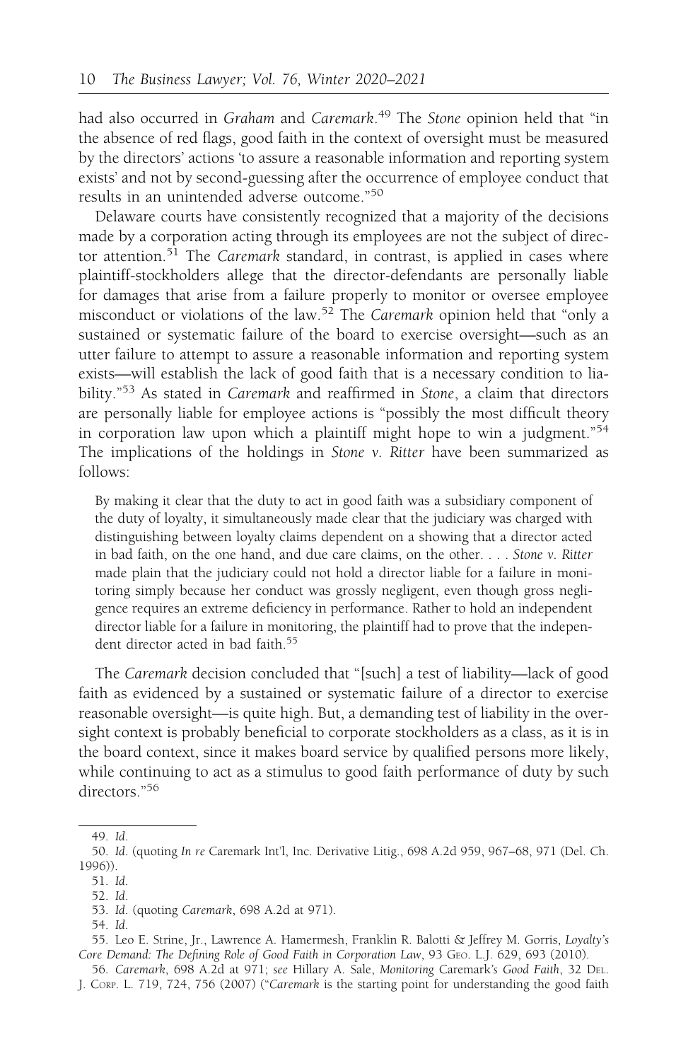had also occurred in *Graham* and *Caremark*.[49] The *Stone* opinion held that "in the absence of red flags, good faith in the context of oversight must be measured by the directors' actions 'to assure a reasonable information and reporting system exists' and not by second-guessing after the occurrence of employee conduct that results in an unintended adverse outcome."[50]

Delaware courts have consistently recognized that a majority of the decisions made by a corporation acting through its employees are not the subject of director attention.[51] The *Caremark* standard, in contrast, is applied in cases where plaintiff-stockholders allege that the director-defendants are personally liable for damages that arise from a failure properly to monitor or oversee employee misconduct or violations of the law.[52] The *Caremark* opinion held that "only a sustained or systematic failure of the board to exercise oversight—such as an utter failure to attempt to assure a reasonable information and reporting system exists—will establish the lack of good faith that is a necessary condition to liability."[53] As stated in *Caremark* and reaffirmed in *Stone*, a claim that directors are personally liable for employee actions is "possibly the most difficult theory in corporation law upon which a plaintiff might hope to win a judgment."[54] The implications of the holdings in *Stone v. Ritter* have been summarized as follows:

> By making it clear that the duty to act in good faith was a subsidiary component of the duty of loyalty, it simultaneously made clear that the judiciary was charged with distinguishing between loyalty claims dependent on a showing that a director acted in bad faith, on the one hand, and due care claims, on the other. . . . *Stone v. Ritter* made plain that the judiciary could not hold a director liable for a failure in monitoring simply because her conduct was grossly negligent, even though gross negligence requires an extreme deficiency in performance. Rather to hold an independent director liable for a failure in monitoring, the plaintiff had to prove that the independent director acted in bad faith.[55]

The *Caremark* decision concluded that "[such] a test of liability—lack of good faith as evidenced by a sustained or systematic failure of a director to exercise reasonable oversight—is quite high. But, a demanding test of liability in the oversight context is probably beneficial to corporate stockholders as a class, as it is in the board context, since it makes board service by qualified persons more likely, while continuing to act as a stimulus to good faith performance of duty by such directors."[56]

---

49. *Id.*

50. *Id.* (quoting *In re* Caremark Int'l, Inc. Derivative Litig., 698 A.2d 959, 967–68, 971 (Del. Ch. 1996)).

51. *Id.*

52. *Id.*

53. *Id.* (quoting *Caremark*, 698 A.2d at 971).

54. *Id.*

55. Leo E. Strine, Jr., Lawrence A. Hamermesh, Franklin R. Balotti & Jeffrey M. Gorris, *Loyalty's Core Demand: The Defining Role of Good Faith in Corporation Law*, 93 Geo. L.J. 629, 693 (2010).

56. *Caremark*, 698 A.2d at 971; *see* Hillary A. Sale, *Monitoring* Caremark*'s Good Faith*, 32 Del. J. Corp. L. 719, 724, 756 (2007) ("*Caremark* is the starting point for understanding the good faith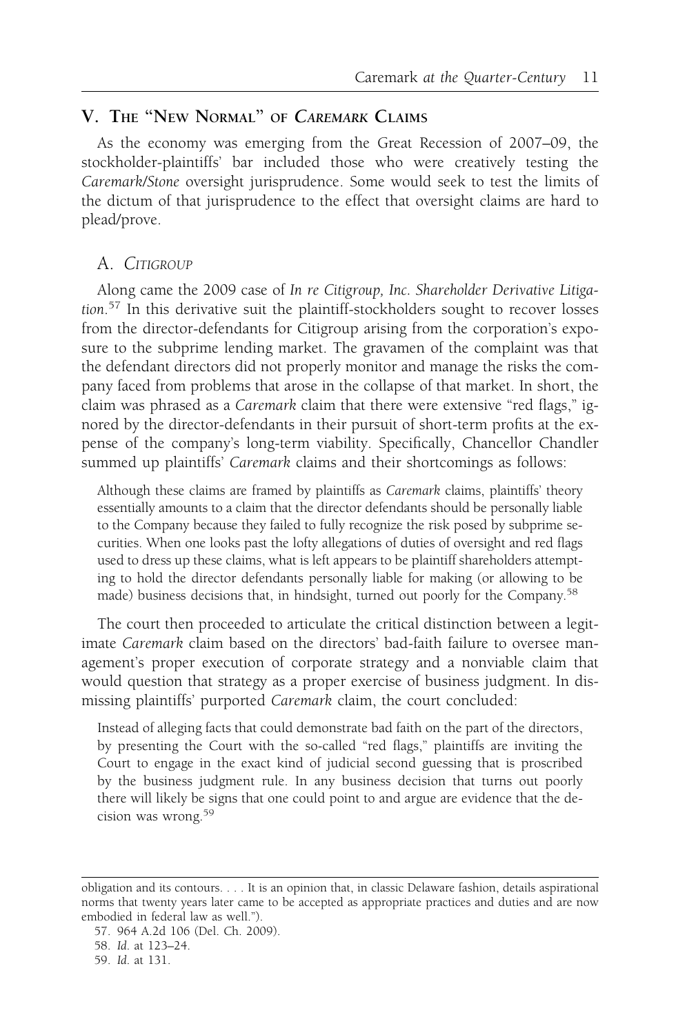## V. The "New Normal" of *Caremark* Claims

As the economy was emerging from the Great Recession of 2007–09, the stockholder-plaintiffs' bar included those who were creatively testing the *Caremark/Stone* oversight jurisprudence. Some would seek to test the limits of the dictum of that jurisprudence to the effect that oversight claims are hard to plead/prove.

### A. *Citigroup*

Along came the 2009 case of *In re Citigroup, Inc. Shareholder Derivative Litigation*.[57] In this derivative suit the plaintiff-stockholders sought to recover losses from the director-defendants for Citigroup arising from the corporation's exposure to the subprime lending market. The gravamen of the complaint was that the defendant directors did not properly monitor and manage the risks the company faced from problems that arose in the collapse of that market. In short, the claim was phrased as a *Caremark* claim that there were extensive "red flags," ignored by the director-defendants in their pursuit of short-term profits at the expense of the company's long-term viability. Specifically, Chancellor Chandler summed up plaintiffs' *Caremark* claims and their shortcomings as follows:

> Although these claims are framed by plaintiffs as *Caremark* claims, plaintiffs' theory essentially amounts to a claim that the director defendants should be personally liable to the Company because they failed to fully recognize the risk posed by subprime securities. When one looks past the lofty allegations of duties of oversight and red flags used to dress up these claims, what is left appears to be plaintiff shareholders attempting to hold the director defendants personally liable for making (or allowing to be made) business decisions that, in hindsight, turned out poorly for the Company.[58]

The court then proceeded to articulate the critical distinction between a legitimate *Caremark* claim based on the directors' bad-faith failure to oversee management's proper execution of corporate strategy and a nonviable claim that would question that strategy as a proper exercise of business judgment. In dismissing plaintiffs' purported *Caremark* claim, the court concluded:

> Instead of alleging facts that could demonstrate bad faith on the part of the directors, by presenting the Court with the so-called "red flags," plaintiffs are inviting the Court to engage in the exact kind of judicial second guessing that is proscribed by the business judgment rule. In any business decision that turns out poorly there will likely be signs that one could point to and argue are evidence that the decision was wrong.[59]

---

obligation and its contours. . . . It is an opinion that, in classic Delaware fashion, details aspirational norms that twenty years later came to be accepted as appropriate practices and duties and are now embodied in federal law as well.").

57. 964 A.2d 106 (Del. Ch. 2009).

58. *Id.* at 123–24.

59. *Id.* at 131.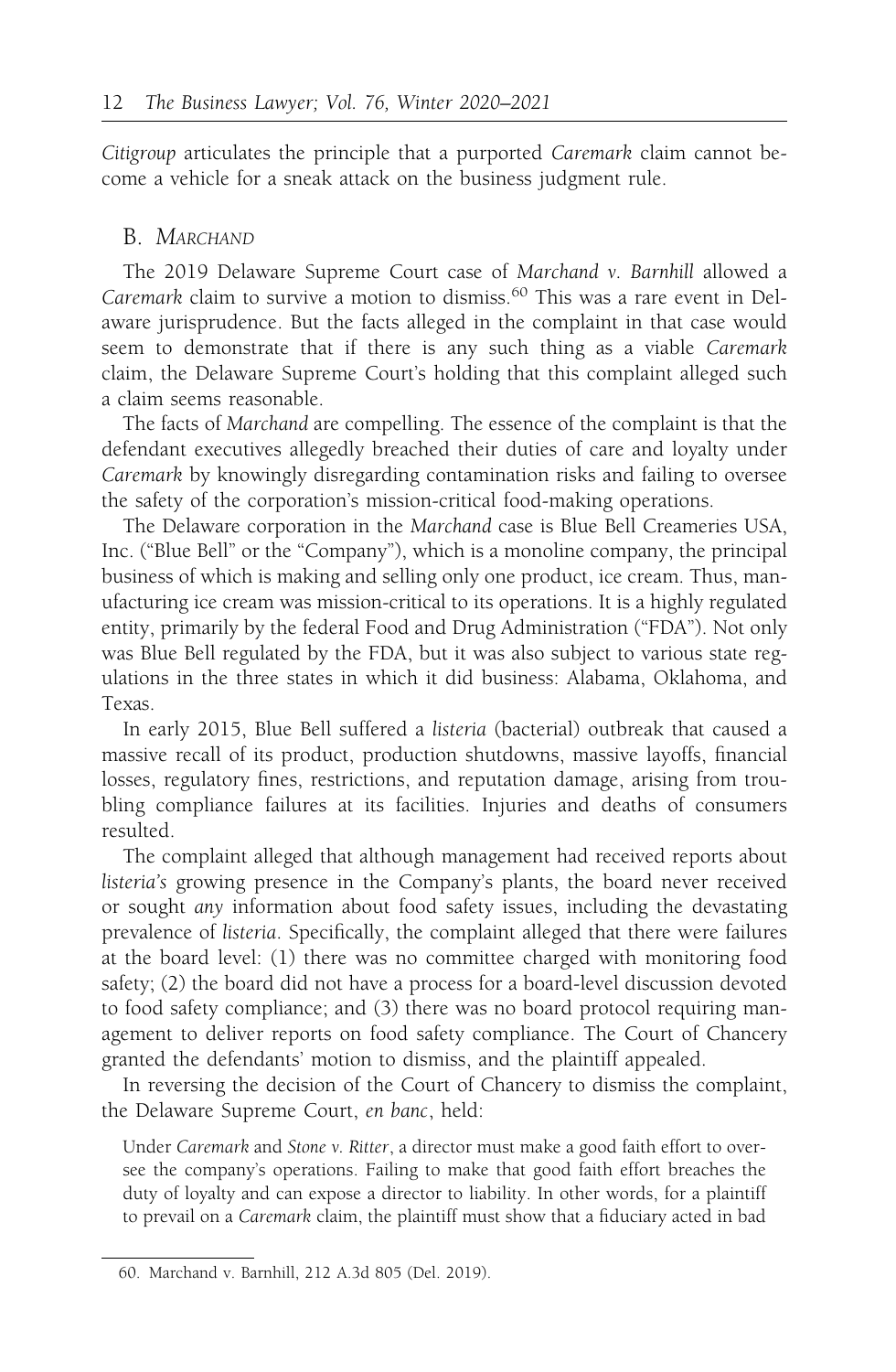*Citigroup* articulates the principle that a purported *Caremark* claim cannot become a vehicle for a sneak attack on the business judgment rule.

### B. *Marchand*

The 2019 Delaware Supreme Court case of *Marchand v. Barnhill* allowed a *Caremark* claim to survive a motion to dismiss.[60] This was a rare event in Delaware jurisprudence. But the facts alleged in the complaint in that case would seem to demonstrate that if there is any such thing as a viable *Caremark* claim, the Delaware Supreme Court's holding that this complaint alleged such a claim seems reasonable.

The facts of *Marchand* are compelling. The essence of the complaint is that the defendant executives allegedly breached their duties of care and loyalty under *Caremark* by knowingly disregarding contamination risks and failing to oversee the safety of the corporation's mission-critical food-making operations.

The Delaware corporation in the *Marchand* case is Blue Bell Creameries USA, Inc. ("Blue Bell" or the "Company"), which is a monoline company, the principal business of which is making and selling only one product, ice cream. Thus, manufacturing ice cream was mission-critical to its operations. It is a highly regulated entity, primarily by the federal Food and Drug Administration ("FDA"). Not only was Blue Bell regulated by the FDA, but it was also subject to various state regulations in the three states in which it did business: Alabama, Oklahoma, and Texas.

In early 2015, Blue Bell suffered a *listeria* (bacterial) outbreak that caused a massive recall of its product, production shutdowns, massive layoffs, financial losses, regulatory fines, restrictions, and reputation damage, arising from troubling compliance failures at its facilities. Injuries and deaths of consumers resulted.

The complaint alleged that although management had received reports about *listeria's* growing presence in the Company's plants, the board never received or sought *any* information about food safety issues, including the devastating prevalence of *listeria*. Specifically, the complaint alleged that there were failures at the board level: (1) there was no committee charged with monitoring food safety; (2) the board did not have a process for a board-level discussion devoted to food safety compliance; and (3) there was no board protocol requiring management to deliver reports on food safety compliance. The Court of Chancery granted the defendants' motion to dismiss, and the plaintiff appealed.

In reversing the decision of the Court of Chancery to dismiss the complaint, the Delaware Supreme Court, *en banc*, held:

> Under *Caremark* and *Stone v. Ritter*, a director must make a good faith effort to oversee the company's operations. Failing to make that good faith effort breaches the duty of loyalty and can expose a director to liability. In other words, for a plaintiff to prevail on a *Caremark* claim, the plaintiff must show that a fiduciary acted in bad

---

60. Marchand v. Barnhill, 212 A.3d 805 (Del. 2019).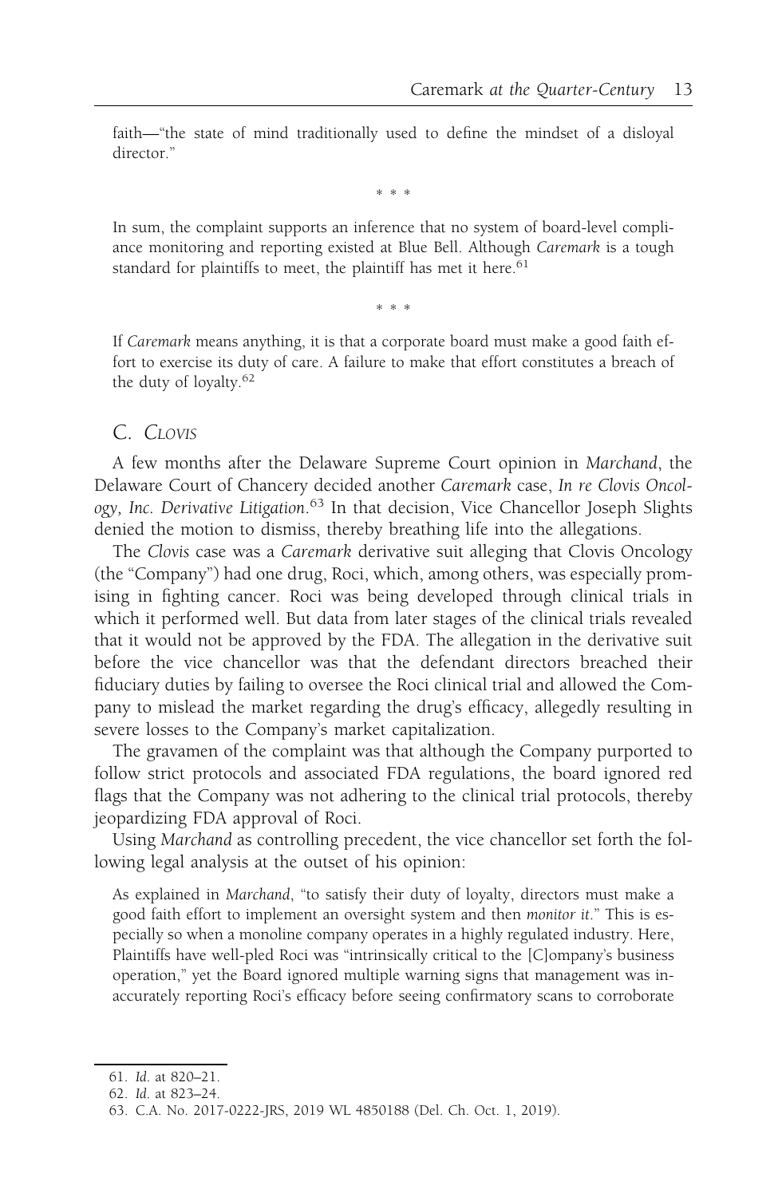faith—"the state of mind traditionally used to define the mindset of a disloyal director."

\* \* \*

In sum, the complaint supports an inference that no system of board-level compliance monitoring and reporting existed at Blue Bell. Although *Caremark* is a tough standard for plaintiffs to meet, the plaintiff has met it here.[61]

\* \* \*

If *Caremark* means anything, it is that a corporate board must make a good faith effort to exercise its duty of care. A failure to make that effort constitutes a breach of the duty of loyalty.[62]

### C. *Clovis*

A few months after the Delaware Supreme Court opinion in *Marchand*, the Delaware Court of Chancery decided another *Caremark* case, *In re Clovis Oncology, Inc. Derivative Litigation*.[63] In that decision, Vice Chancellor Joseph Slights denied the motion to dismiss, thereby breathing life into the allegations.

The *Clovis* case was a *Caremark* derivative suit alleging that Clovis Oncology (the "Company") had one drug, Roci, which, among others, was especially promising in fighting cancer. Roci was being developed through clinical trials in which it performed well. But data from later stages of the clinical trials revealed that it would not be approved by the FDA. The allegation in the derivative suit before the vice chancellor was that the defendant directors breached their fiduciary duties by failing to oversee the Roci clinical trial and allowed the Company to mislead the market regarding the drug's efficacy, allegedly resulting in severe losses to the Company's market capitalization.

The gravamen of the complaint was that although the Company purported to follow strict protocols and associated FDA regulations, the board ignored red flags that the Company was not adhering to the clinical trial protocols, thereby jeopardizing FDA approval of Roci.

Using *Marchand* as controlling precedent, the vice chancellor set forth the following legal analysis at the outset of his opinion:

As explained in *Marchand*, "to satisfy their duty of loyalty, directors must make a good faith effort to implement an oversight system and then *monitor it*." This is especially so when a monoline company operates in a highly regulated industry. Here, Plaintiffs have well-pled Roci was "intrinsically critical to the [C]ompany's business operation," yet the Board ignored multiple warning signs that management was inaccurately reporting Roci's efficacy before seeing confirmatory scans to corroborate

61. *Id.* at 820–21.

62. *Id.* at 823–24.

63. C.A. No. 2017-0222-JRS, 2019 WL 4850188 (Del. Ch. Oct. 1, 2019).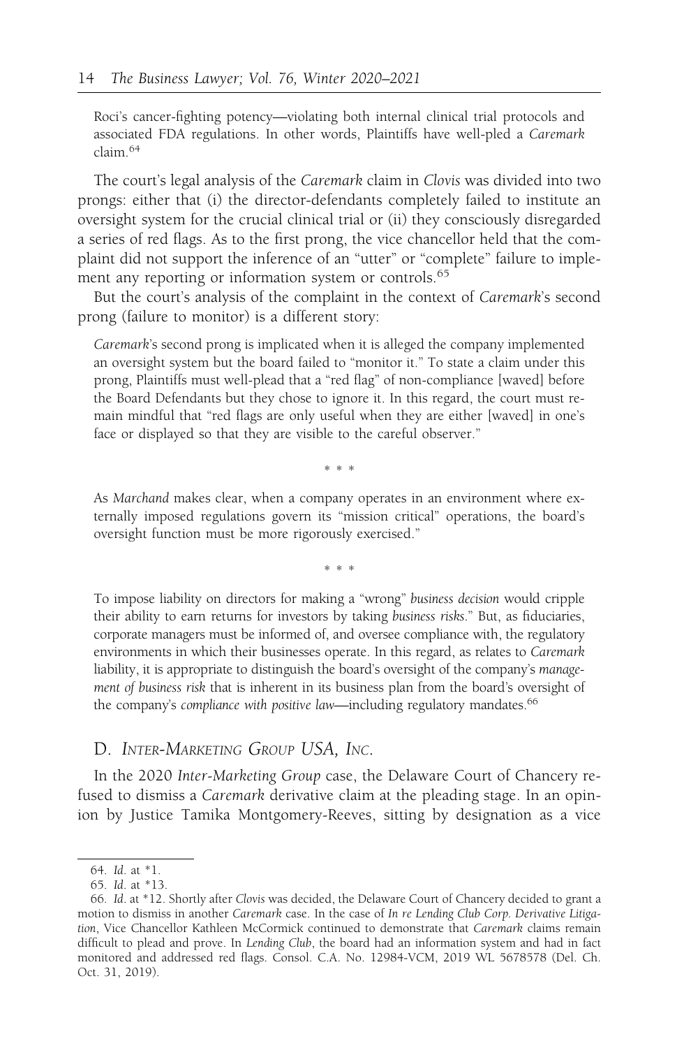Roci's cancer-fighting potency—violating both internal clinical trial protocols and associated FDA regulations. In other words, Plaintiffs have well-pled a *Caremark* claim.[64]

The court's legal analysis of the *Caremark* claim in *Clovis* was divided into two prongs: either that (i) the director-defendants completely failed to institute an oversight system for the crucial clinical trial or (ii) they consciously disregarded a series of red flags. As to the first prong, the vice chancellor held that the complaint did not support the inference of an "utter" or "complete" failure to implement any reporting or information system or controls.[65]

But the court's analysis of the complaint in the context of *Caremark*'s second prong (failure to monitor) is a different story:

> *Caremark*'s second prong is implicated when it is alleged the company implemented an oversight system but the board failed to "monitor it." To state a claim under this prong, Plaintiffs must well-plead that a "red flag" of non-compliance [waved] before the Board Defendants but they chose to ignore it. In this regard, the court must remain mindful that "red flags are only useful when they are either [waved] in one's face or displayed so that they are visible to the careful observer."
>
> \* \* \*
>
> As *Marchand* makes clear, when a company operates in an environment where externally imposed regulations govern its "mission critical" operations, the board's oversight function must be more rigorously exercised."
>
> \* \* \*
>
> To impose liability on directors for making a "wrong" *business decision* would cripple their ability to earn returns for investors by taking *business risks*." But, as fiduciaries, corporate managers must be informed of, and oversee compliance with, the regulatory environments in which their businesses operate. In this regard, as relates to *Caremark* liability, it is appropriate to distinguish the board's oversight of the company's *management of business risk* that is inherent in its business plan from the board's oversight of the company's *compliance with positive law*—including regulatory mandates.[66]

### D. *Inter-Marketing Group USA, Inc.*

In the 2020 *Inter-Marketing Group* case, the Delaware Court of Chancery refused to dismiss a *Caremark* derivative claim at the pleading stage. In an opinion by Justice Tamika Montgomery-Reeves, sitting by designation as a vice

---

64. *Id.* at *1.

65. *Id.* at *13.

66. *Id.* at *12. Shortly after *Clovis* was decided, the Delaware Court of Chancery decided to grant a motion to dismiss in another *Caremark* case. In the case of *In re Lending Club Corp. Derivative Litigation*, Vice Chancellor Kathleen McCormick continued to demonstrate that *Caremark* claims remain difficult to plead and prove. In *Lending Club*, the board had an information system and had in fact monitored and addressed red flags. Consol. C.A. No. 12984-VCM, 2019 WL 5678578 (Del. Ch. Oct. 31, 2019).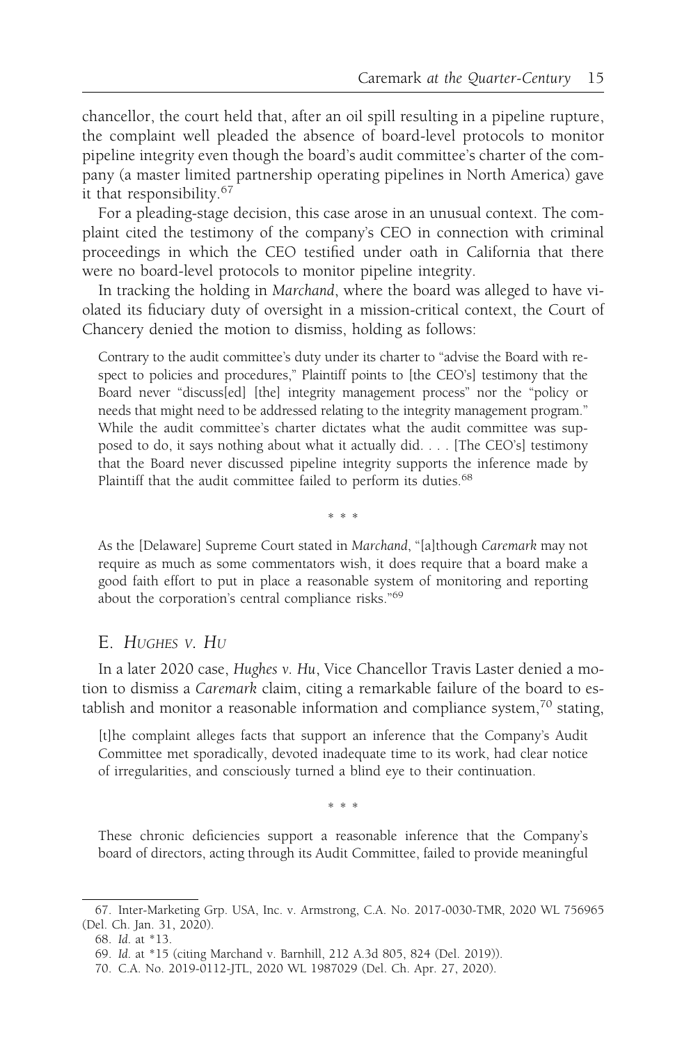chancellor, the court held that, after an oil spill resulting in a pipeline rupture, the complaint well pleaded the absence of board-level protocols to monitor pipeline integrity even though the board's audit committee's charter of the company (a master limited partnership operating pipelines in North America) gave it that responsibility.[67]

For a pleading-stage decision, this case arose in an unusual context. The complaint cited the testimony of the company's CEO in connection with criminal proceedings in which the CEO testified under oath in California that there were no board-level protocols to monitor pipeline integrity.

In tracking the holding in *Marchand*, where the board was alleged to have violated its fiduciary duty of oversight in a mission-critical context, the Court of Chancery denied the motion to dismiss, holding as follows:

> Contrary to the audit committee's duty under its charter to "advise the Board with respect to policies and procedures," Plaintiff points to [the CEO's] testimony that the Board never "discuss[ed] [the] integrity management process" nor the "policy or needs that might need to be addressed relating to the integrity management program." While the audit committee's charter dictates what the audit committee was supposed to do, it says nothing about what it actually did. . . . [The CEO's] testimony that the Board never discussed pipeline integrity supports the inference made by Plaintiff that the audit committee failed to perform its duties.[68]
>
> \* \* \*
>
> As the [Delaware] Supreme Court stated in *Marchand*, "[a]though *Caremark* may not require as much as some commentators wish, it does require that a board make a good faith effort to put in place a reasonable system of monitoring and reporting about the corporation's central compliance risks."[69]

## E. *Hughes v. Hu*

In a later 2020 case, *Hughes v. Hu*, Vice Chancellor Travis Laster denied a motion to dismiss a *Caremark* claim, citing a remarkable failure of the board to establish and monitor a reasonable information and compliance system,[70] stating,

> [t]he complaint alleges facts that support an inference that the Company's Audit Committee met sporadically, devoted inadequate time to its work, had clear notice of irregularities, and consciously turned a blind eye to their continuation.
>
> \* \* \*
>
> These chronic deficiencies support a reasonable inference that the Company's board of directors, acting through its Audit Committee, failed to provide meaningful

---

67. Inter-Marketing Grp. USA, Inc. v. Armstrong, C.A. No. 2017-0030-TMR, 2020 WL 756965 (Del. Ch. Jan. 31, 2020).

68. *Id.* at \*13.

69. *Id.* at \*15 (citing Marchand v. Barnhill, 212 A.3d 805, 824 (Del. 2019)).

70. C.A. No. 2019-0112-JTL, 2020 WL 1987029 (Del. Ch. Apr. 27, 2020).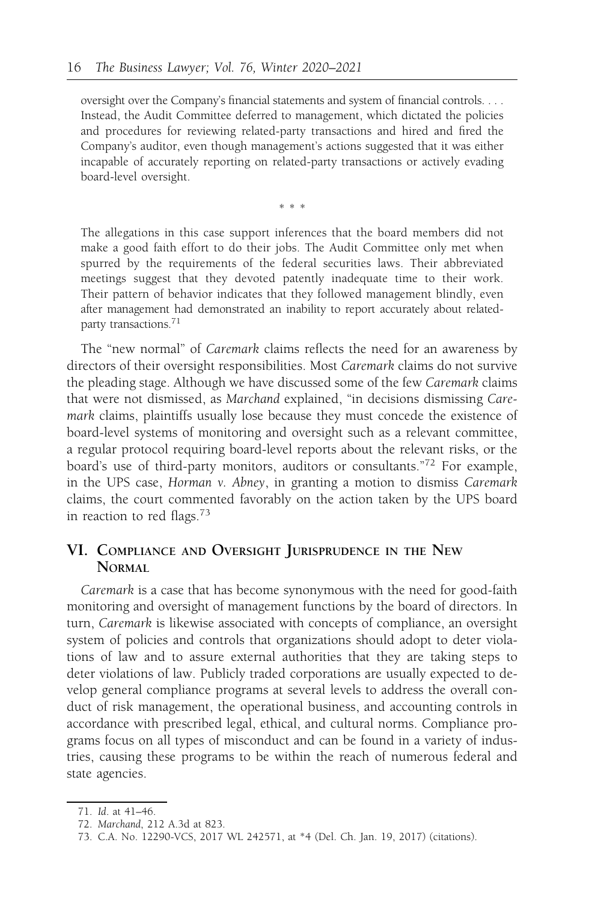> oversight over the Company's financial statements and system of financial controls. . . . Instead, the Audit Committee deferred to management, which dictated the policies and procedures for reviewing related-party transactions and hired and fired the Company's auditor, even though management's actions suggested that it was either incapable of accurately reporting on related-party transactions or actively evading board-level oversight.
>
> \* \* \*
>
> The allegations in this case support inferences that the board members did not make a good faith effort to do their jobs. The Audit Committee only met when spurred by the requirements of the federal securities laws. Their abbreviated meetings suggest that they devoted patently inadequate time to their work. Their pattern of behavior indicates that they followed management blindly, even after management had demonstrated an inability to report accurately about related-party transactions.[71]

The "new normal" of *Caremark* claims reflects the need for an awareness by directors of their oversight responsibilities. Most *Caremark* claims do not survive the pleading stage. Although we have discussed some of the few *Caremark* claims that were not dismissed, as *Marchand* explained, "in decisions dismissing *Caremark* claims, plaintiffs usually lose because they must concede the existence of board-level systems of monitoring and oversight such as a relevant committee, a regular protocol requiring board-level reports about the relevant risks, or the board's use of third-party monitors, auditors or consultants."[72] For example, in the UPS case, *Horman v. Abney*, in granting a motion to dismiss *Caremark* claims, the court commented favorably on the action taken by the UPS board in reaction to red flags.[73]

## VI. Compliance and Oversight Jurisprudence in the New Normal

*Caremark* is a case that has become synonymous with the need for good-faith monitoring and oversight of management functions by the board of directors. In turn, *Caremark* is likewise associated with concepts of compliance, an oversight system of policies and controls that organizations should adopt to deter violations of law and to assure external authorities that they are taking steps to deter violations of law. Publicly traded corporations are usually expected to develop general compliance programs at several levels to address the overall conduct of risk management, the operational business, and accounting controls in accordance with prescribed legal, ethical, and cultural norms. Compliance programs focus on all types of misconduct and can be found in a variety of industries, causing these programs to be within the reach of numerous federal and state agencies.

---

71. *Id.* at 41–46.
72. *Marchand*, 212 A.3d at 823.
73. C.A. No. 12290-VCS, 2017 WL 242571, at \*4 (Del. Ch. Jan. 19, 2017) (citations).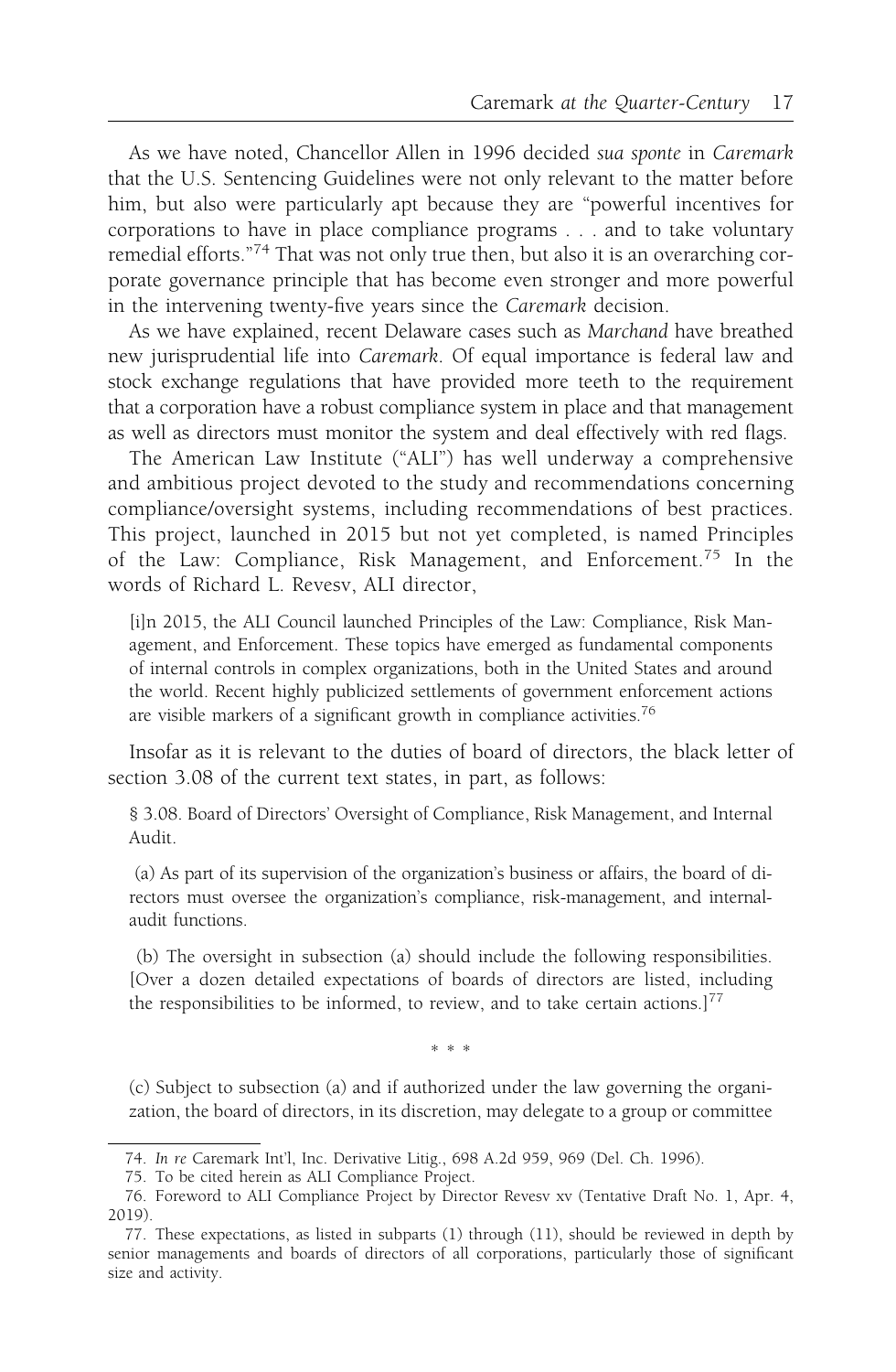As we have noted, Chancellor Allen in 1996 decided *sua sponte* in *Caremark* that the U.S. Sentencing Guidelines were not only relevant to the matter before him, but also were particularly apt because they are "powerful incentives for corporations to have in place compliance programs . . . and to take voluntary remedial efforts."[74] That was not only true then, but also it is an overarching corporate governance principle that has become even stronger and more powerful in the intervening twenty-five years since the *Caremark* decision.

As we have explained, recent Delaware cases such as *Marchand* have breathed new jurisprudential life into *Caremark*. Of equal importance is federal law and stock exchange regulations that have provided more teeth to the requirement that a corporation have a robust compliance system in place and that management as well as directors must monitor the system and deal effectively with red flags.

The American Law Institute ("ALI") has well underway a comprehensive and ambitious project devoted to the study and recommendations concerning compliance/oversight systems, including recommendations of best practices. This project, launched in 2015 but not yet completed, is named Principles of the Law: Compliance, Risk Management, and Enforcement.[75] In the words of Richard L. Revesv, ALI director,

> [i]n 2015, the ALI Council launched Principles of the Law: Compliance, Risk Management, and Enforcement. These topics have emerged as fundamental components of internal controls in complex organizations, both in the United States and around the world. Recent highly publicized settlements of government enforcement actions are visible markers of a significant growth in compliance activities.[76]

Insofar as it is relevant to the duties of board of directors, the black letter of section 3.08 of the current text states, in part, as follows:

> § 3.08. Board of Directors' Oversight of Compliance, Risk Management, and Internal Audit.
>
> (a) As part of its supervision of the organization's business or affairs, the board of directors must oversee the organization's compliance, risk-management, and internal-audit functions.
>
> (b) The oversight in subsection (a) should include the following responsibilities. [Over a dozen detailed expectations of boards of directors are listed, including the responsibilities to be informed, to review, and to take certain actions.][77]
>
> \* \* \*
>
> (c) Subject to subsection (a) and if authorized under the law governing the organization, the board of directors, in its discretion, may delegate to a group or committee

74. *In re* Caremark Int'l, Inc. Derivative Litig., 698 A.2d 959, 969 (Del. Ch. 1996).

75. To be cited herein as ALI Compliance Project.

76. Foreword to ALI Compliance Project by Director Revesv xv (Tentative Draft No. 1, Apr. 4, 2019).

77. These expectations, as listed in subparts (1) through (11), should be reviewed in depth by senior managements and boards of directors of all corporations, particularly those of significant size and activity.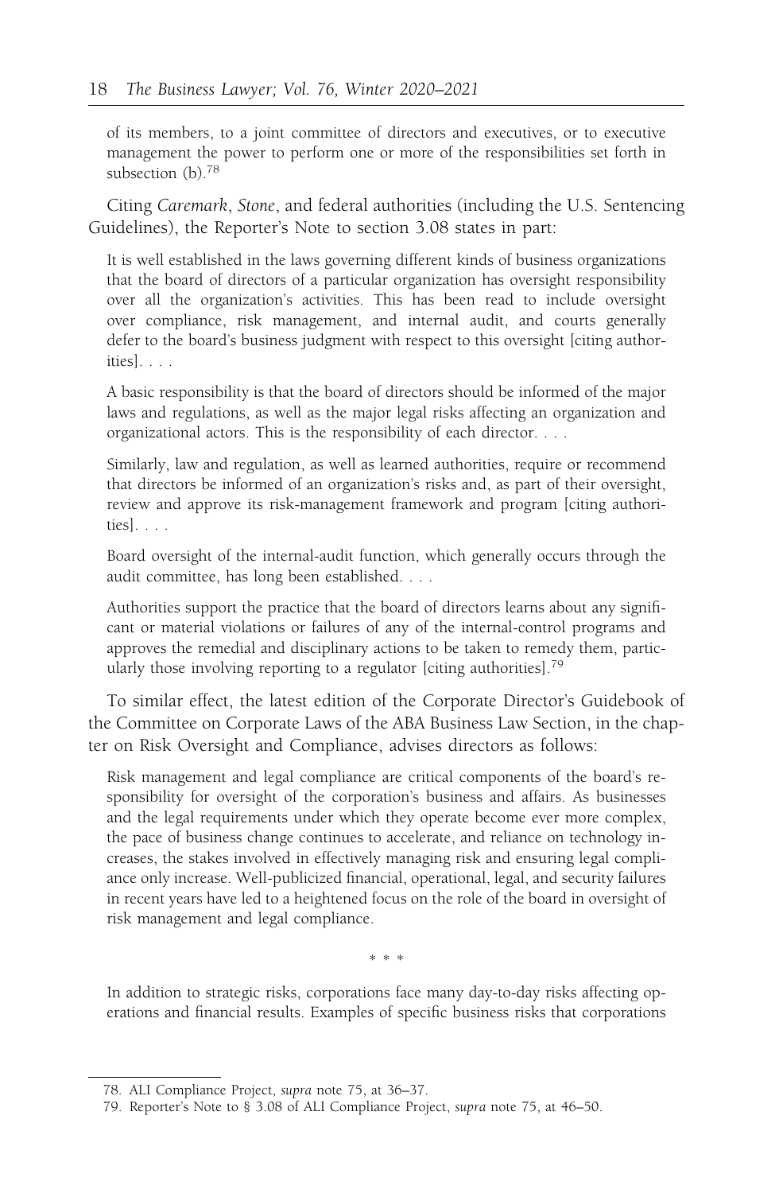of its members, to a joint committee of directors and executives, or to executive management the power to perform one or more of the responsibilities set forth in subsection (b).[78]

Citing *Caremark*, *Stone*, and federal authorities (including the U.S. Sentencing Guidelines), the Reporter's Note to section 3.08 states in part:

> It is well established in the laws governing different kinds of business organizations that the board of directors of a particular organization has oversight responsibility over all the organization's activities. This has been read to include oversight over compliance, risk management, and internal audit, and courts generally defer to the board's business judgment with respect to this oversight [citing authorities]. . . .
>
> A basic responsibility is that the board of directors should be informed of the major laws and regulations, as well as the major legal risks affecting an organization and organizational actors. This is the responsibility of each director. . . .
>
> Similarly, law and regulation, as well as learned authorities, require or recommend that directors be informed of an organization's risks and, as part of their oversight, review and approve its risk-management framework and program [citing authorities]. . . .
>
> Board oversight of the internal-audit function, which generally occurs through the audit committee, has long been established. . . .
>
> Authorities support the practice that the board of directors learns about any significant or material violations or failures of any of the internal-control programs and approves the remedial and disciplinary actions to be taken to remedy them, particularly those involving reporting to a regulator [citing authorities].[79]

To similar effect, the latest edition of the Corporate Director's Guidebook of the Committee on Corporate Laws of the ABA Business Law Section, in the chapter on Risk Oversight and Compliance, advises directors as follows:

> Risk management and legal compliance are critical components of the board's responsibility for oversight of the corporation's business and affairs. As businesses and the legal requirements under which they operate become ever more complex, the pace of business change continues to accelerate, and reliance on technology increases, the stakes involved in effectively managing risk and ensuring legal compliance only increase. Well-publicized financial, operational, legal, and security failures in recent years have led to a heightened focus on the role of the board in oversight of risk management and legal compliance.
>
> \* \* \*
>
> In addition to strategic risks, corporations face many day-to-day risks affecting operations and financial results. Examples of specific business risks that corporations

78. ALI Compliance Project, *supra* note 75, at 36–37.

79. Reporter's Note to § 3.08 of ALI Compliance Project, *supra* note 75, at 46–50.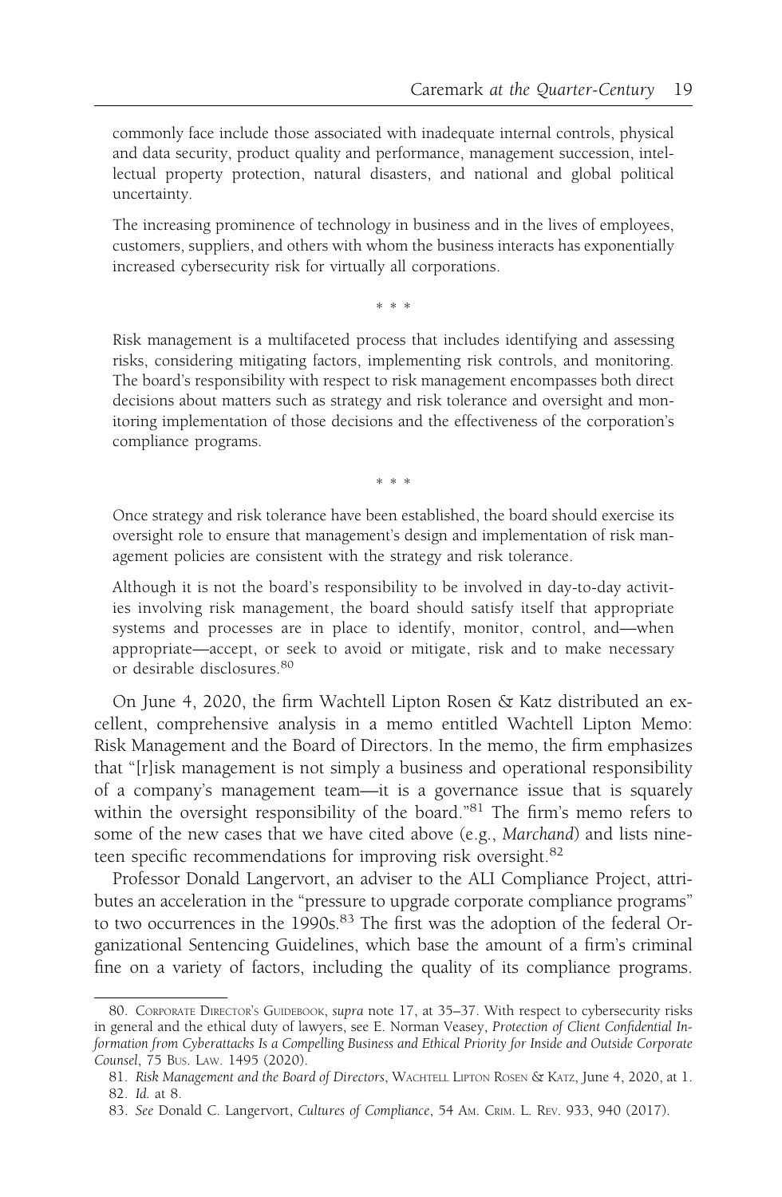commonly face include those associated with inadequate internal controls, physical and data security, product quality and performance, management succession, intellectual property protection, natural disasters, and national and global political uncertainty.

> The increasing prominence of technology in business and in the lives of employees, customers, suppliers, and others with whom the business interacts has exponentially increased cybersecurity risk for virtually all corporations.
>
> \* \* \*
>
> Risk management is a multifaceted process that includes identifying and assessing risks, considering mitigating factors, implementing risk controls, and monitoring. The board's responsibility with respect to risk management encompasses both direct decisions about matters such as strategy and risk tolerance and oversight and monitoring implementation of those decisions and the effectiveness of the corporation's compliance programs.
>
> \* \* \*
>
> Once strategy and risk tolerance have been established, the board should exercise its oversight role to ensure that management's design and implementation of risk management policies are consistent with the strategy and risk tolerance.
>
> Although it is not the board's responsibility to be involved in day-to-day activities involving risk management, the board should satisfy itself that appropriate systems and processes are in place to identify, monitor, control, and—when appropriate—accept, or seek to avoid or mitigate, risk and to make necessary or desirable disclosures.[80]

On June 4, 2020, the firm Wachtell Lipton Rosen & Katz distributed an excellent, comprehensive analysis in a memo entitled Wachtell Lipton Memo: Risk Management and the Board of Directors. In the memo, the firm emphasizes that "[r]isk management is not simply a business and operational responsibility of a company's management team—it is a governance issue that is squarely within the oversight responsibility of the board."[81] The firm's memo refers to some of the new cases that we have cited above (e.g., *Marchand*) and lists nineteen specific recommendations for improving risk oversight.[82]

Professor Donald Langervort, an adviser to the ALI Compliance Project, attributes an acceleration in the "pressure to upgrade corporate compliance programs" to two occurrences in the 1990s.[83] The first was the adoption of the federal Organizational Sentencing Guidelines, which base the amount of a firm's criminal fine on a variety of factors, including the quality of its compliance programs.

---

80. Corporate Director's Guidebook, *supra* note 17, at 35–37. With respect to cybersecurity risks in general and the ethical duty of lawyers, see E. Norman Veasey, *Protection of Client Confidential Information from Cyberattacks Is a Compelling Business and Ethical Priority for Inside and Outside Corporate Counsel*, 75 Bus. Law. 1495 (2020).

81. *Risk Management and the Board of Directors*, Wachtell Lipton Rosen & Katz, June 4, 2020, at 1.

82. *Id.* at 8.

83. *See* Donald C. Langervort, *Cultures of Compliance*, 54 Am. Crim. L. Rev. 933, 940 (2017).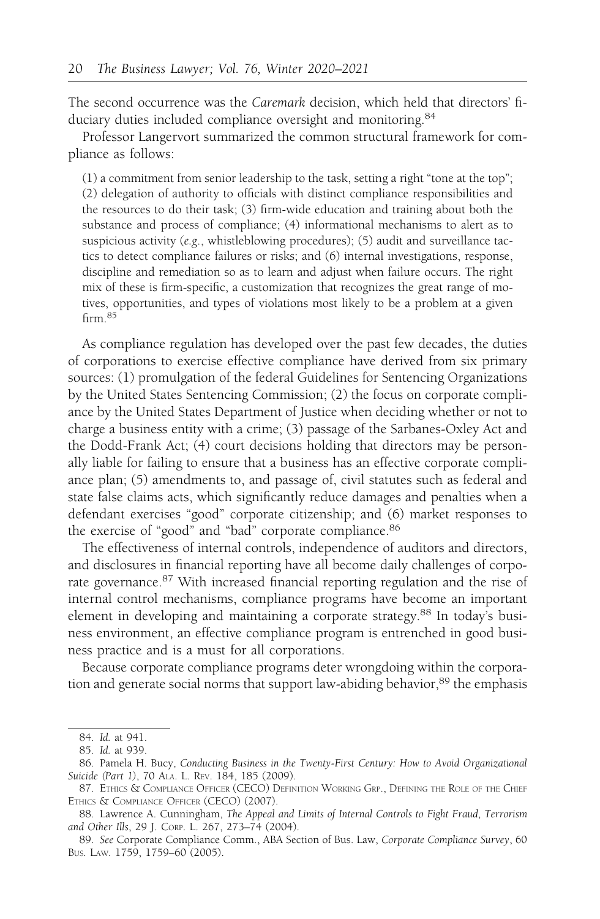The second occurrence was the *Caremark* decision, which held that directors' fiduciary duties included compliance oversight and monitoring.[84]

Professor Langervort summarized the common structural framework for compliance as follows:

> (1) a commitment from senior leadership to the task, setting a right "tone at the top"; (2) delegation of authority to officials with distinct compliance responsibilities and the resources to do their task; (3) firm-wide education and training about both the substance and process of compliance; (4) informational mechanisms to alert as to suspicious activity (*e.g.*, whistleblowing procedures); (5) audit and surveillance tactics to detect compliance failures or risks; and (6) internal investigations, response, discipline and remediation so as to learn and adjust when failure occurs. The right mix of these is firm-specific, a customization that recognizes the great range of motives, opportunities, and types of violations most likely to be a problem at a given firm.[85]

As compliance regulation has developed over the past few decades, the duties of corporations to exercise effective compliance have derived from six primary sources: (1) promulgation of the federal Guidelines for Sentencing Organizations by the United States Sentencing Commission; (2) the focus on corporate compliance by the United States Department of Justice when deciding whether or not to charge a business entity with a crime; (3) passage of the Sarbanes-Oxley Act and the Dodd-Frank Act; (4) court decisions holding that directors may be personally liable for failing to ensure that a business has an effective corporate compliance plan; (5) amendments to, and passage of, civil statutes such as federal and state false claims acts, which significantly reduce damages and penalties when a defendant exercises "good" corporate citizenship; and (6) market responses to the exercise of "good" and "bad" corporate compliance.[86]

The effectiveness of internal controls, independence of auditors and directors, and disclosures in financial reporting have all become daily challenges of corporate governance.[87] With increased financial reporting regulation and the rise of internal control mechanisms, compliance programs have become an important element in developing and maintaining a corporate strategy.[88] In today's business environment, an effective compliance program is entrenched in good business practice and is a must for all corporations.

Because corporate compliance programs deter wrongdoing within the corporation and generate social norms that support law-abiding behavior,[89] the emphasis

---

84. *Id.* at 941.

85. *Id.* at 939.

86. Pamela H. Bucy, *Conducting Business in the Twenty-First Century: How to Avoid Organizational Suicide (Part 1)*, 70 Ala. L. Rev. 184, 185 (2009).

87. Ethics & Compliance Officer (CECO) Definition Working Grp., Defining the Role of the Chief Ethics & Compliance Officer (CECO) (2007).

88. Lawrence A. Cunningham, *The Appeal and Limits of Internal Controls to Fight Fraud, Terrorism and Other Ills*, 29 J. Corp. L. 267, 273–74 (2004).

89. *See* Corporate Compliance Comm., ABA Section of Bus. Law, *Corporate Compliance Survey*, 60 Bus. Law. 1759, 1759–60 (2005).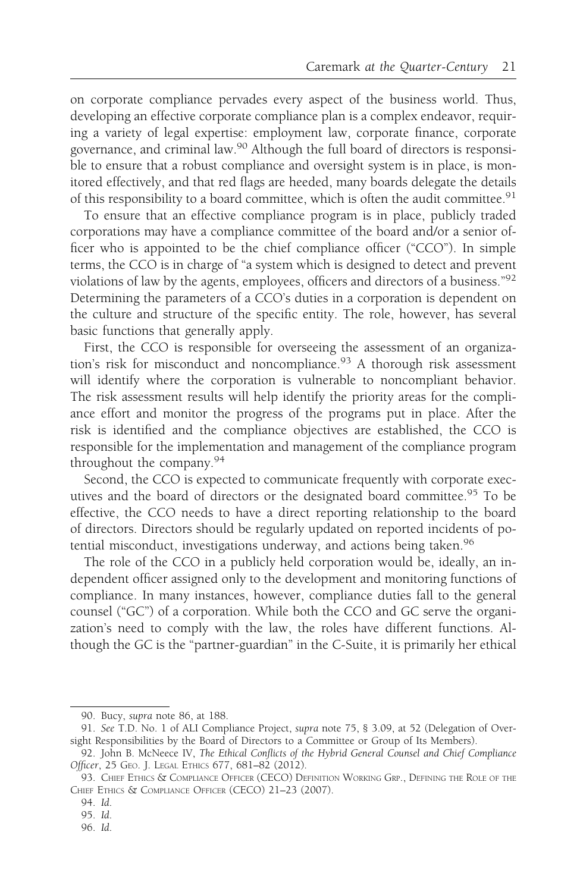on corporate compliance pervades every aspect of the business world. Thus, developing an effective corporate compliance plan is a complex endeavor, requiring a variety of legal expertise: employment law, corporate finance, corporate governance, and criminal law.[90] Although the full board of directors is responsible to ensure that a robust compliance and oversight system is in place, is monitored effectively, and that red flags are heeded, many boards delegate the details of this responsibility to a board committee, which is often the audit committee.[91]

To ensure that an effective compliance program is in place, publicly traded corporations may have a compliance committee of the board and/or a senior officer who is appointed to be the chief compliance officer ("CCO"). In simple terms, the CCO is in charge of "a system which is designed to detect and prevent violations of law by the agents, employees, officers and directors of a business."[92] Determining the parameters of a CCO's duties in a corporation is dependent on the culture and structure of the specific entity. The role, however, has several basic functions that generally apply.

First, the CCO is responsible for overseeing the assessment of an organization's risk for misconduct and noncompliance.[93] A thorough risk assessment will identify where the corporation is vulnerable to noncompliant behavior. The risk assessment results will help identify the priority areas for the compliance effort and monitor the progress of the programs put in place. After the risk is identified and the compliance objectives are established, the CCO is responsible for the implementation and management of the compliance program throughout the company.[94]

Second, the CCO is expected to communicate frequently with corporate executives and the board of directors or the designated board committee.[95] To be effective, the CCO needs to have a direct reporting relationship to the board of directors. Directors should be regularly updated on reported incidents of potential misconduct, investigations underway, and actions being taken.[96]

The role of the CCO in a publicly held corporation would be, ideally, an independent officer assigned only to the development and monitoring functions of compliance. In many instances, however, compliance duties fall to the general counsel ("GC") of a corporation. While both the CCO and GC serve the organization's need to comply with the law, the roles have different functions. Although the GC is the "partner-guardian" in the C-Suite, it is primarily her ethical

---

90. Bucy, *supra* note 86, at 188.

91. *See* T.D. No. 1 of ALI Compliance Project, *supra* note 75, § 3.09, at 52 (Delegation of Oversight Responsibilities by the Board of Directors to a Committee or Group of Its Members).

92. John B. McNeece IV, *The Ethical Conflicts of the Hybrid General Counsel and Chief Compliance Officer*, 25 Geo. J. Legal Ethics 677, 681–82 (2012).

93. Chief Ethics & Compliance Officer (CECO) Definition Working Grp., Defining the Role of the Chief Ethics & Compliance Officer (CECO) 21–23 (2007).

94. *Id.*

95. *Id.*

96. *Id.*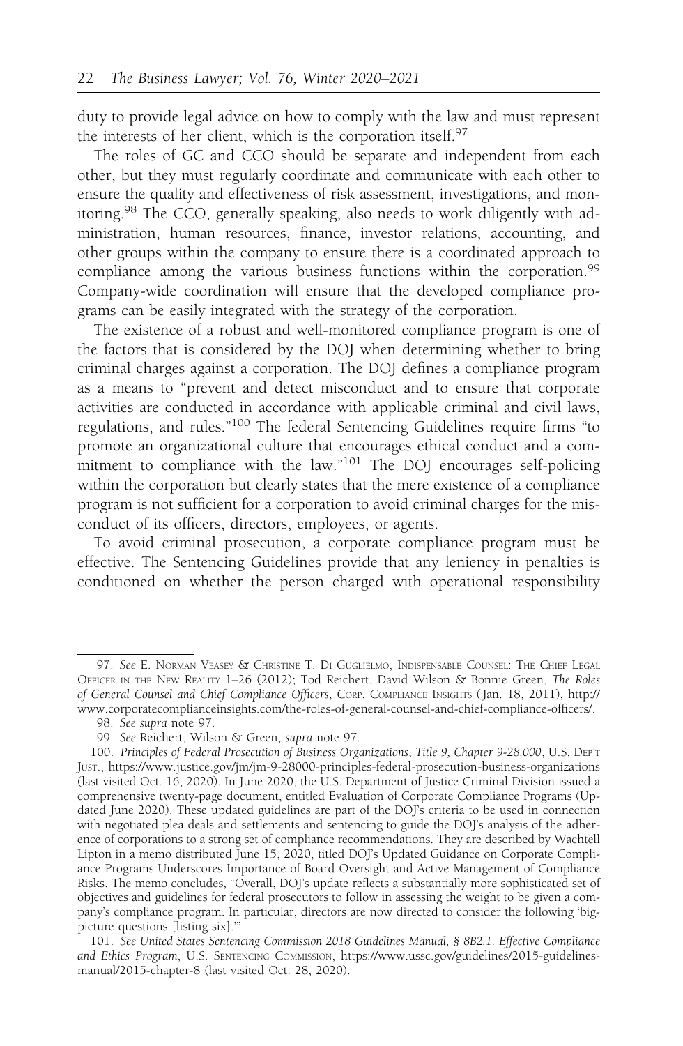duty to provide legal advice on how to comply with the law and must represent the interests of her client, which is the corporation itself.[97]

The roles of GC and CCO should be separate and independent from each other, but they must regularly coordinate and communicate with each other to ensure the quality and effectiveness of risk assessment, investigations, and monitoring.[98] The CCO, generally speaking, also needs to work diligently with administration, human resources, finance, investor relations, accounting, and other groups within the company to ensure there is a coordinated approach to compliance among the various business functions within the corporation.[99] Company-wide coordination will ensure that the developed compliance programs can be easily integrated with the strategy of the corporation.

The existence of a robust and well-monitored compliance program is one of the factors that is considered by the DOJ when determining whether to bring criminal charges against a corporation. The DOJ defines a compliance program as a means to "prevent and detect misconduct and to ensure that corporate activities are conducted in accordance with applicable criminal and civil laws, regulations, and rules."[100] The federal Sentencing Guidelines require firms "to promote an organizational culture that encourages ethical conduct and a commitment to compliance with the law."[101] The DOJ encourages self-policing within the corporation but clearly states that the mere existence of a compliance program is not sufficient for a corporation to avoid criminal charges for the misconduct of its officers, directors, employees, or agents.

To avoid criminal prosecution, a corporate compliance program must be effective. The Sentencing Guidelines provide that any leniency in penalties is conditioned on whether the person charged with operational responsibility

---

97. *See* E. Norman Veasey & Christine T. Di Guglielmo, Indispensable Counsel: The Chief Legal Officer in the New Reality 1–26 (2012); Tod Reichert, David Wilson & Bonnie Green, *The Roles of General Counsel and Chief Compliance Officers*, Corp. Compliance Insights (Jan. 18, 2011), http://www.corporatecomplianceinsights.com/the-roles-of-general-counsel-and-chief-compliance-officers/.

98. *See supra* note 97.

99. *See* Reichert, Wilson & Green, *supra* note 97.

100. *Principles of Federal Prosecution of Business Organizations*, *Title 9, Chapter 9-28.000*, U.S. Dep't Just., https://www.justice.gov/jm/jm-9-28000-principles-federal-prosecution-business-organizations (last visited Oct. 16, 2020). In June 2020, the U.S. Department of Justice Criminal Division issued a comprehensive twenty-page document, entitled Evaluation of Corporate Compliance Programs (Updated June 2020). These updated guidelines are part of the DOJ's criteria to be used in connection with negotiated plea deals and settlements and sentencing to guide the DOJ's analysis of the adherence of corporations to a strong set of compliance recommendations. They are described by Wachtell Lipton in a memo distributed June 15, 2020, titled DOJ's Updated Guidance on Corporate Compliance Programs Underscores Importance of Board Oversight and Active Management of Compliance Risks. The memo concludes, "Overall, DOJ's update reflects a substantially more sophisticated set of objectives and guidelines for federal prosecutors to follow in assessing the weight to be given a company's compliance program. In particular, directors are now directed to consider the following 'big-picture questions [listing six].'"

101. *See United States Sentencing Commission 2018 Guidelines Manual, § 8B2.1. Effective Compliance and Ethics Program*, U.S. Sentencing Commission, https://www.ussc.gov/guidelines/2015-guidelines-manual/2015-chapter-8 (last visited Oct. 28, 2020).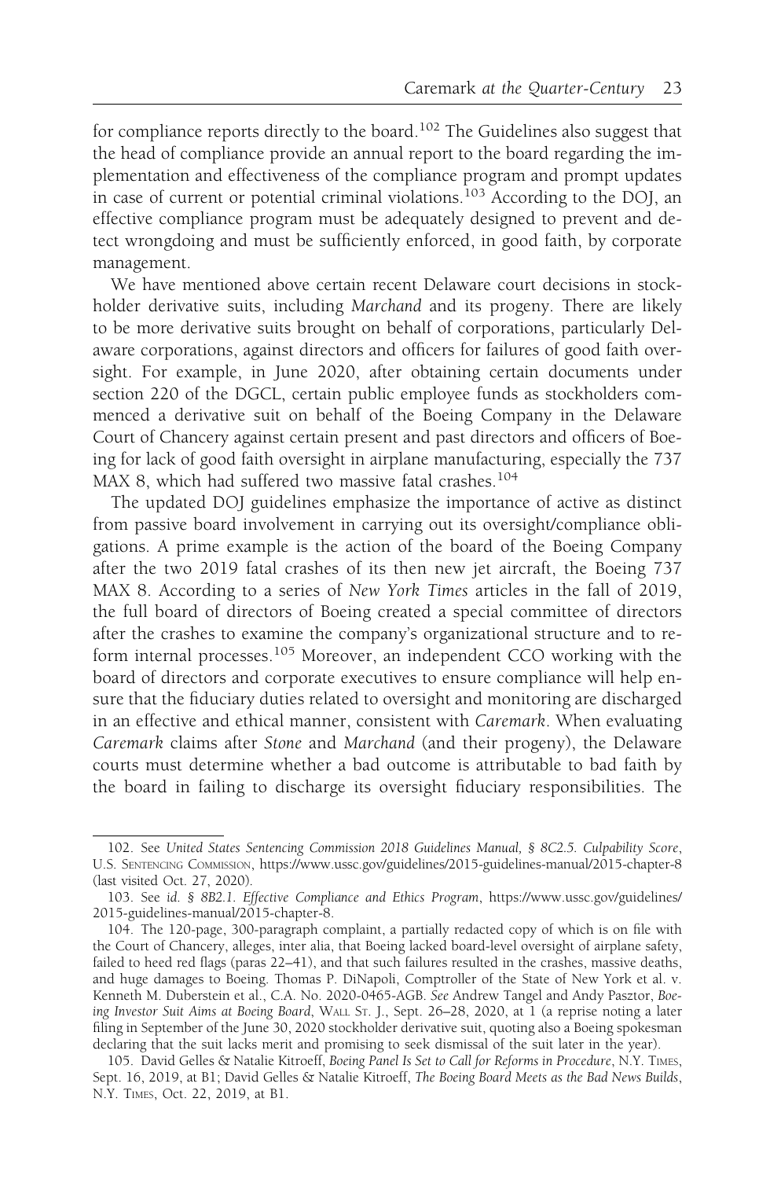for compliance reports directly to the board.[102] The Guidelines also suggest that the head of compliance provide an annual report to the board regarding the implementation and effectiveness of the compliance program and prompt updates in case of current or potential criminal violations.[103] According to the DOJ, an effective compliance program must be adequately designed to prevent and detect wrongdoing and must be sufficiently enforced, in good faith, by corporate management.

We have mentioned above certain recent Delaware court decisions in stockholder derivative suits, including *Marchand* and its progeny. There are likely to be more derivative suits brought on behalf of corporations, particularly Delaware corporations, against directors and officers for failures of good faith oversight. For example, in June 2020, after obtaining certain documents under section 220 of the DGCL, certain public employee funds as stockholders commenced a derivative suit on behalf of the Boeing Company in the Delaware Court of Chancery against certain present and past directors and officers of Boeing for lack of good faith oversight in airplane manufacturing, especially the 737 MAX 8, which had suffered two massive fatal crashes.[104]

The updated DOJ guidelines emphasize the importance of active as distinct from passive board involvement in carrying out its oversight/compliance obligations. A prime example is the action of the board of the Boeing Company after the two 2019 fatal crashes of its then new jet aircraft, the Boeing 737 MAX 8. According to a series of *New York Times* articles in the fall of 2019, the full board of directors of Boeing created a special committee of directors after the crashes to examine the company's organizational structure and to reform internal processes.[105] Moreover, an independent CCO working with the board of directors and corporate executives to ensure compliance will help ensure that the fiduciary duties related to oversight and monitoring are discharged in an effective and ethical manner, consistent with *Caremark*. When evaluating *Caremark* claims after *Stone* and *Marchand* (and their progeny), the Delaware courts must determine whether a bad outcome is attributable to bad faith by the board in failing to discharge its oversight fiduciary responsibilities. The

---

102. See *United States Sentencing Commission 2018 Guidelines Manual, § 8C2.5. Culpability Score*, U.S. Sentencing Commission, https://www.ussc.gov/guidelines/2015-guidelines-manual/2015-chapter-8 (last visited Oct. 27, 2020).

103. See *id. § 8B2.1. Effective Compliance and Ethics Program*, https://www.ussc.gov/guidelines/2015-guidelines-manual/2015-chapter-8.

104. The 120-page, 300-paragraph complaint, a partially redacted copy of which is on file with the Court of Chancery, alleges, inter alia, that Boeing lacked board-level oversight of airplane safety, failed to heed red flags (paras 22–41), and that such failures resulted in the crashes, massive deaths, and huge damages to Boeing. Thomas P. DiNapoli, Comptroller of the State of New York et al. v. Kenneth M. Duberstein et al., C.A. No. 2020-0465-AGB. *See* Andrew Tangel and Andy Pasztor, *Boeing Investor Suit Aims at Boeing Board*, Wall St. J., Sept. 26–28, 2020, at 1 (a reprise noting a later filing in September of the June 30, 2020 stockholder derivative suit, quoting also a Boeing spokesman declaring that the suit lacks merit and promising to seek dismissal of the suit later in the year).

105. David Gelles & Natalie Kitroeff, *Boeing Panel Is Set to Call for Reforms in Procedure*, N.Y. Times, Sept. 16, 2019, at B1; David Gelles & Natalie Kitroeff, *The Boeing Board Meets as the Bad News Builds*, N.Y. Times, Oct. 22, 2019, at B1.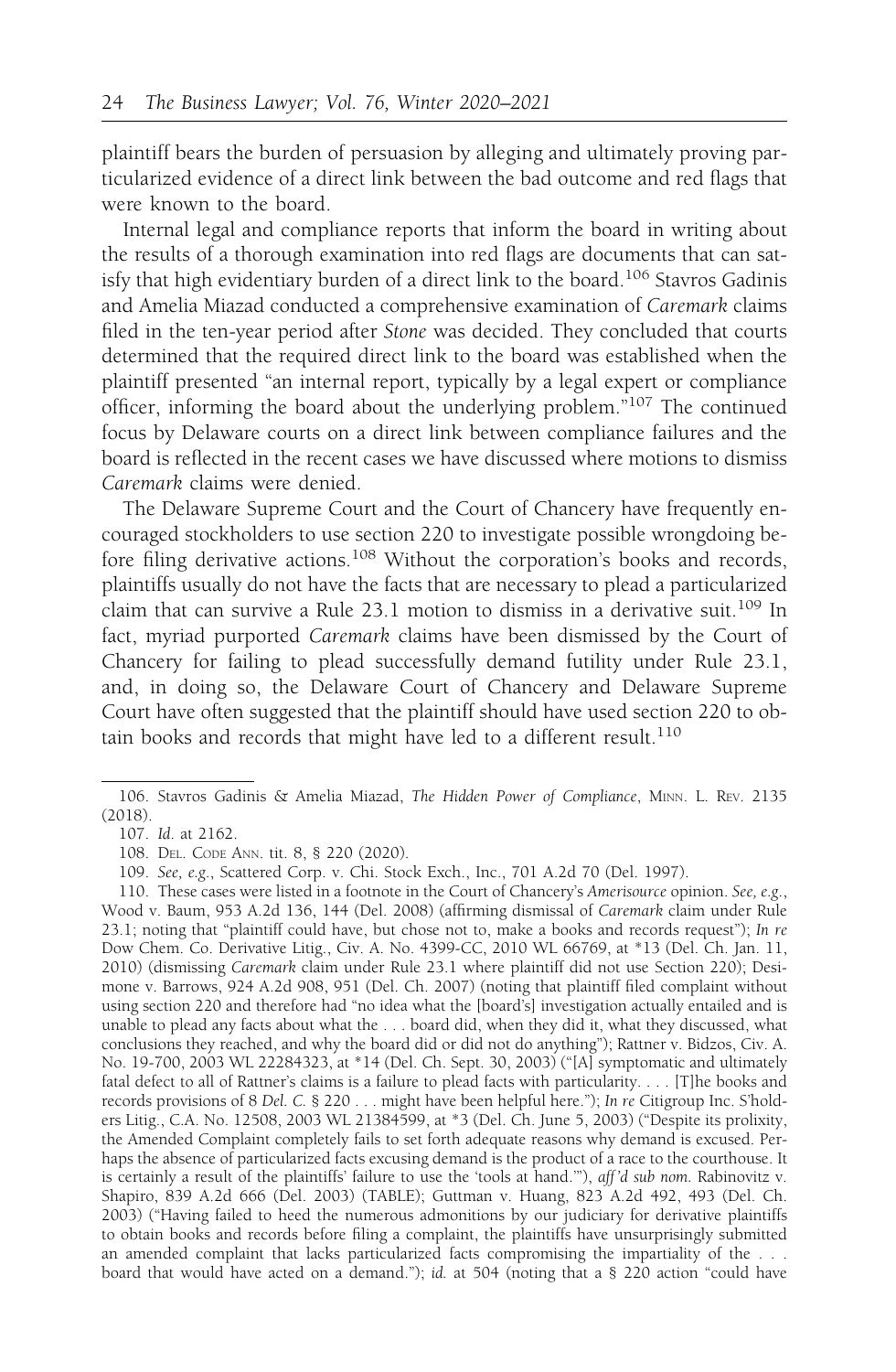plaintiff bears the burden of persuasion by alleging and ultimately proving particularized evidence of a direct link between the bad outcome and red flags that were known to the board.

Internal legal and compliance reports that inform the board in writing about the results of a thorough examination into red flags are documents that can satisfy that high evidentiary burden of a direct link to the board.[106] Stavros Gadinis and Amelia Miazad conducted a comprehensive examination of *Caremark* claims filed in the ten-year period after *Stone* was decided. They concluded that courts determined that the required direct link to the board was established when the plaintiff presented "an internal report, typically by a legal expert or compliance officer, informing the board about the underlying problem."[107] The continued focus by Delaware courts on a direct link between compliance failures and the board is reflected in the recent cases we have discussed where motions to dismiss *Caremark* claims were denied.

The Delaware Supreme Court and the Court of Chancery have frequently encouraged stockholders to use section 220 to investigate possible wrongdoing before filing derivative actions.[108] Without the corporation's books and records, plaintiffs usually do not have the facts that are necessary to plead a particularized claim that can survive a Rule 23.1 motion to dismiss in a derivative suit.[109] In fact, myriad purported *Caremark* claims have been dismissed by the Court of Chancery for failing to plead successfully demand futility under Rule 23.1, and, in doing so, the Delaware Court of Chancery and Delaware Supreme Court have often suggested that the plaintiff should have used section 220 to obtain books and records that might have led to a different result.[110]

---

106. Stavros Gadinis & Amelia Miazad, *The Hidden Power of Compliance*, Minn. L. Rev. 2135 (2018).

107. *Id.* at 2162.

108. Del. Code Ann. tit. 8, § 220 (2020).

109. *See, e.g.*, Scattered Corp. v. Chi. Stock Exch., Inc., 701 A.2d 70 (Del. 1997).

110. These cases were listed in a footnote in the Court of Chancery's *Amerisource* opinion. *See, e.g.*, Wood v. Baum, 953 A.2d 136, 144 (Del. 2008) (affirming dismissal of *Caremark* claim under Rule 23.1; noting that "plaintiff could have, but chose not to, make a books and records request"); *In re* Dow Chem. Co. Derivative Litig., Civ. A. No. 4399-CC, 2010 WL 66769, at *13 (Del. Ch. Jan. 11, 2010) (dismissing *Caremark* claim under Rule 23.1 where plaintiff did not use Section 220); Desimone v. Barrows, 924 A.2d 908, 951 (Del. Ch. 2007) (noting that plaintiff filed complaint without using section 220 and therefore had "no idea what the [board's] investigation actually entailed and is unable to plead any facts about what the . . . board did, when they did it, what they discussed, what conclusions they reached, and why the board did or did not do anything"); Rattner v. Bidzos, Civ. A. No. 19-700, 2003 WL 22284323, at *14 (Del. Ch. Sept. 30, 2003) ("[A] symptomatic and ultimately fatal defect to all of Rattner's claims is a failure to plead facts with particularity. . . . [T]he books and records provisions of 8 *Del. C.* § 220 . . . might have been helpful here."); *In re* Citigroup Inc. S'holders Litig., C.A. No. 12508, 2003 WL 21384599, at *3 (Del. Ch. June 5, 2003) ("Despite its prolixity, the Amended Complaint completely fails to set forth adequate reasons why demand is excused. Perhaps the absence of particularized facts excusing demand is the product of a race to the courthouse. It is certainly a result of the plaintiffs' failure to use the 'tools at hand.'"), *aff'd sub nom.* Rabinovitz v. Shapiro, 839 A.2d 666 (Del. 2003) (TABLE); Guttman v. Huang, 823 A.2d 492, 493 (Del. Ch. 2003) ("Having failed to heed the numerous admonitions by our judiciary for derivative plaintiffs to obtain books and records before filing a complaint, the plaintiffs have unsurprisingly submitted an amended complaint that lacks particularized facts compromising the impartiality of the . . . board that would have acted on a demand."); *id.* at 504 (noting that a § 220 action "could have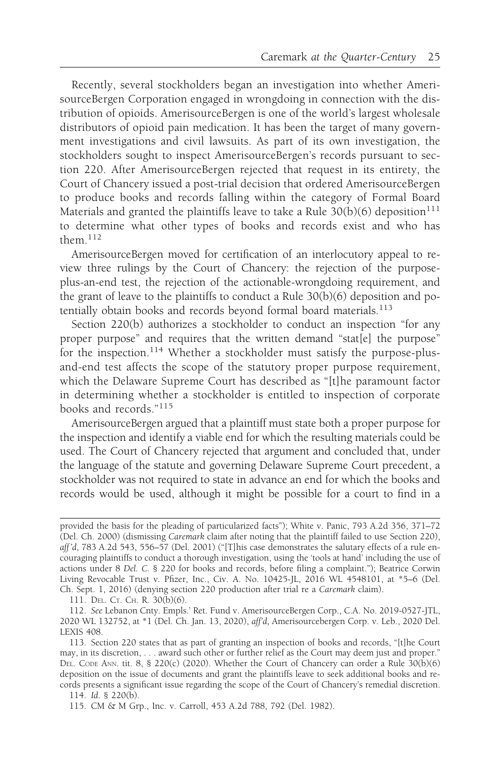Recently, several stockholders began an investigation into whether AmerisourceBergen Corporation engaged in wrongdoing in connection with the distribution of opioids. AmerisourceBergen is one of the world's largest wholesale distributors of opioid pain medication. It has been the target of many government investigations and civil lawsuits. As part of its own investigation, the stockholders sought to inspect AmerisourceBergen's records pursuant to section 220. After AmerisourceBergen rejected that request in its entirety, the Court of Chancery issued a post-trial decision that ordered AmerisourceBergen to produce books and records falling within the category of Formal Board Materials and granted the plaintiffs leave to take a Rule 30(b)(6) deposition[111] to determine what other types of books and records exist and who has them.[112]

AmerisourceBergen moved for certification of an interlocutory appeal to review three rulings by the Court of Chancery: the rejection of the purpose-plus-an-end test, the rejection of the actionable-wrongdoing requirement, and the grant of leave to the plaintiffs to conduct a Rule 30(b)(6) deposition and potentially obtain books and records beyond formal board materials.[113]

Section 220(b) authorizes a stockholder to conduct an inspection "for any proper purpose" and requires that the written demand "stat[e] the purpose" for the inspection.[114] Whether a stockholder must satisfy the purpose-plus-and-end test affects the scope of the statutory proper purpose requirement, which the Delaware Supreme Court has described as "[t]he paramount factor in determining whether a stockholder is entitled to inspection of corporate books and records."[115]

AmerisourceBergen argued that a plaintiff must state both a proper purpose for the inspection and identify a viable end for which the resulting materials could be used. The Court of Chancery rejected that argument and concluded that, under the language of the statute and governing Delaware Supreme Court precedent, a stockholder was not required to state in advance an end for which the books and records would be used, although it might be possible for a court to find in a

---

provided the basis for the pleading of particularized facts"); White v. Panic, 793 A.2d 356, 371–72 (Del. Ch. 2000) (dismissing *Caremark* claim after noting that the plaintiff failed to use Section 220), *aff'd*, 783 A.2d 543, 556–57 (Del. 2001) ("[T]his case demonstrates the salutary effects of a rule encouraging plaintiffs to conduct a thorough investigation, using the 'tools at hand' including the use of actions under 8 *Del. C.* § 220 for books and records, before filing a complaint."); Beatrice Corwin Living Revocable Trust v. Pfizer, Inc., Civ. A. No. 10425-JL, 2016 WL 4548101, at *5–6 (Del. Ch. Sept. 1, 2016) (denying section 220 production after trial re a *Caremark* claim).

111. Del. Ct. Ch. R. 30(b)(6).

112. *See* Lebanon Cnty. Empls.' Ret. Fund v. AmerisourceBergen Corp., C.A. No. 2019-0527-JTL, 2020 WL 132752, at *1 (Del. Ch. Jan. 13, 2020), *aff'd*, Amerisourcebergen Corp. v. Leb., 2020 Del. LEXIS 408.

113. Section 220 states that as part of granting an inspection of books and records, "[t]he Court may, in its discretion, . . . award such other or further relief as the Court may deem just and proper." Del. Code Ann. tit. 8, § 220(c) (2020). Whether the Court of Chancery can order a Rule 30(b)(6) deposition on the issue of documents and grant the plaintiffs leave to seek additional books and records presents a significant issue regarding the scope of the Court of Chancery's remedial discretion.

114. *Id.* § 220(b).

115. CM & M Grp., Inc. v. Carroll, 453 A.2d 788, 792 (Del. 1982).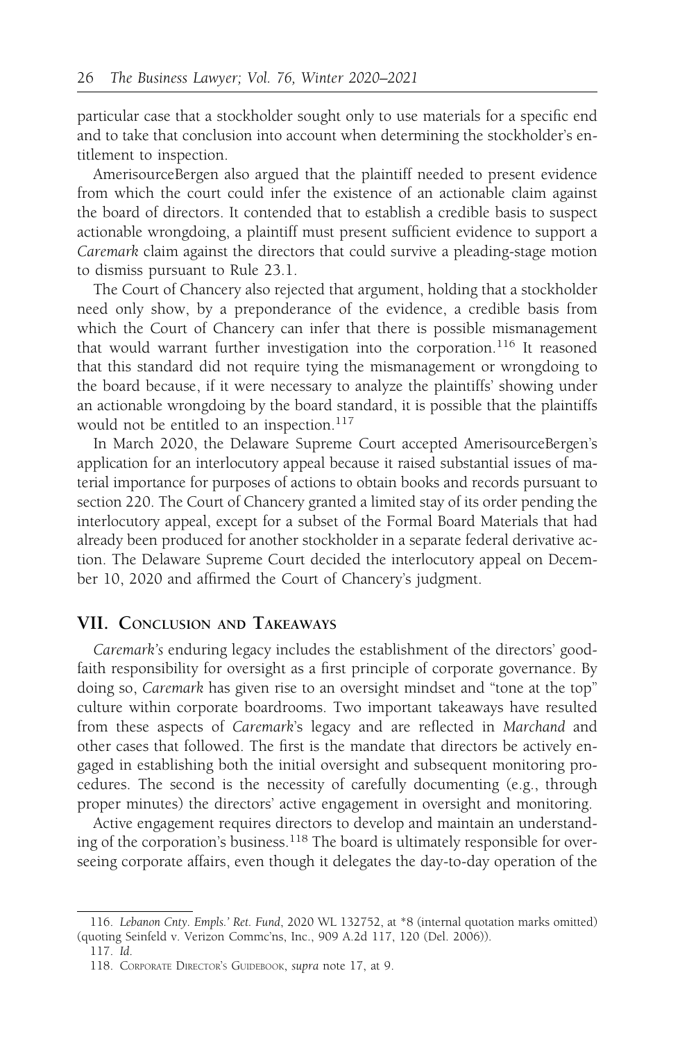particular case that a stockholder sought only to use materials for a specific end and to take that conclusion into account when determining the stockholder's entitlement to inspection.

AmerisourceBergen also argued that the plaintiff needed to present evidence from which the court could infer the existence of an actionable claim against the board of directors. It contended that to establish a credible basis to suspect actionable wrongdoing, a plaintiff must present sufficient evidence to support a *Caremark* claim against the directors that could survive a pleading-stage motion to dismiss pursuant to Rule 23.1.

The Court of Chancery also rejected that argument, holding that a stockholder need only show, by a preponderance of the evidence, a credible basis from which the Court of Chancery can infer that there is possible mismanagement that would warrant further investigation into the corporation.[116] It reasoned that this standard did not require tying the mismanagement or wrongdoing to the board because, if it were necessary to analyze the plaintiffs' showing under an actionable wrongdoing by the board standard, it is possible that the plaintiffs would not be entitled to an inspection.[117]

In March 2020, the Delaware Supreme Court accepted AmerisourceBergen's application for an interlocutory appeal because it raised substantial issues of material importance for purposes of actions to obtain books and records pursuant to section 220. The Court of Chancery granted a limited stay of its order pending the interlocutory appeal, except for a subset of the Formal Board Materials that had already been produced for another stockholder in a separate federal derivative action. The Delaware Supreme Court decided the interlocutory appeal on December 10, 2020 and affirmed the Court of Chancery's judgment.

## VII. Conclusion and Takeaways

*Caremark's* enduring legacy includes the establishment of the directors' good-faith responsibility for oversight as a first principle of corporate governance. By doing so, *Caremark* has given rise to an oversight mindset and "tone at the top" culture within corporate boardrooms. Two important takeaways have resulted from these aspects of *Caremark*'s legacy and are reflected in *Marchand* and other cases that followed. The first is the mandate that directors be actively engaged in establishing both the initial oversight and subsequent monitoring procedures. The second is the necessity of carefully documenting (e.g., through proper minutes) the directors' active engagement in oversight and monitoring.

Active engagement requires directors to develop and maintain an understanding of the corporation's business.[118] The board is ultimately responsible for overseeing corporate affairs, even though it delegates the day-to-day operation of the

---

116. *Lebanon Cnty. Empls.' Ret. Fund*, 2020 WL 132752, at *8 (internal quotation marks omitted) (quoting Seinfeld v. Verizon Commc'ns, Inc., 909 A.2d 117, 120 (Del. 2006)).

117. *Id.*

118. Corporate Director's Guidebook, *supra* note 17, at 9.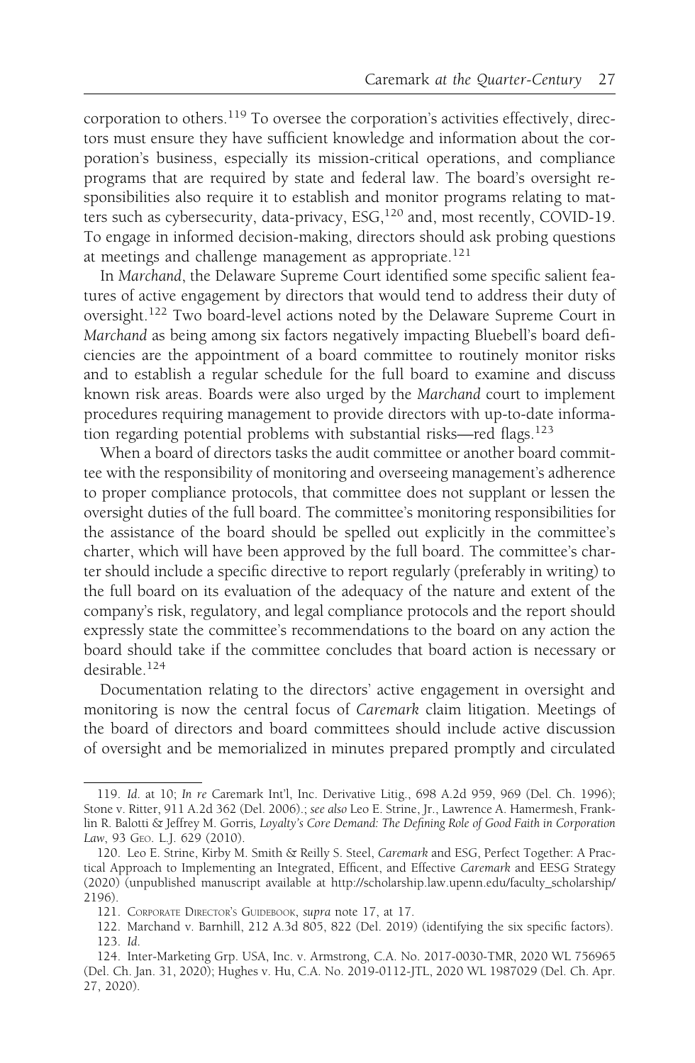corporation to others.[119] To oversee the corporation's activities effectively, directors must ensure they have sufficient knowledge and information about the corporation's business, especially its mission-critical operations, and compliance programs that are required by state and federal law. The board's oversight responsibilities also require it to establish and monitor programs relating to matters such as cybersecurity, data-privacy, ESG,[120] and, most recently, COVID-19. To engage in informed decision-making, directors should ask probing questions at meetings and challenge management as appropriate.[121]

In *Marchand*, the Delaware Supreme Court identified some specific salient features of active engagement by directors that would tend to address their duty of oversight.[122] Two board-level actions noted by the Delaware Supreme Court in *Marchand* as being among six factors negatively impacting Bluebell's board deficiencies are the appointment of a board committee to routinely monitor risks and to establish a regular schedule for the full board to examine and discuss known risk areas. Boards were also urged by the *Marchand* court to implement procedures requiring management to provide directors with up-to-date information regarding potential problems with substantial risks—red flags.[123]

When a board of directors tasks the audit committee or another board committee with the responsibility of monitoring and overseeing management's adherence to proper compliance protocols, that committee does not supplant or lessen the oversight duties of the full board. The committee's monitoring responsibilities for the assistance of the board should be spelled out explicitly in the committee's charter, which will have been approved by the full board. The committee's charter should include a specific directive to report regularly (preferably in writing) to the full board on its evaluation of the adequacy of the nature and extent of the company's risk, regulatory, and legal compliance protocols and the report should expressly state the committee's recommendations to the board on any action the board should take if the committee concludes that board action is necessary or desirable.[124]

Documentation relating to the directors' active engagement in oversight and monitoring is now the central focus of *Caremark* claim litigation. Meetings of the board of directors and board committees should include active discussion of oversight and be memorialized in minutes prepared promptly and circulated

---

119. *Id.* at 10; *In re* Caremark Int'l, Inc. Derivative Litig., 698 A.2d 959, 969 (Del. Ch. 1996); Stone v. Ritter, 911 A.2d 362 (Del. 2006).; *see also* Leo E. Strine, Jr., Lawrence A. Hamermesh, Franklin R. Balotti & Jeffrey M. Gorris, *Loyalty's Core Demand: The Defining Role of Good Faith in Corporation Law*, 93 Geo. L.J. 629 (2010).

120. Leo E. Strine, Kirby M. Smith & Reilly S. Steel, *Caremark* and ESG, Perfect Together: A Practical Approach to Implementing an Integrated, Efficent, and Effective *Caremark* and EESG Strategy (2020) (unpublished manuscript available at http://scholarship.law.upenn.edu/faculty_scholarship/2196).

121. Corporate Director's Guidebook, *supra* note 17, at 17.

122. Marchand v. Barnhill, 212 A.3d 805, 822 (Del. 2019) (identifying the six specific factors).

123. *Id.*

124. Inter-Marketing Grp. USA, Inc. v. Armstrong, C.A. No. 2017-0030-TMR, 2020 WL 756965 (Del. Ch. Jan. 31, 2020); Hughes v. Hu, C.A. No. 2019-0112-JTL, 2020 WL 1987029 (Del. Ch. Apr. 27, 2020).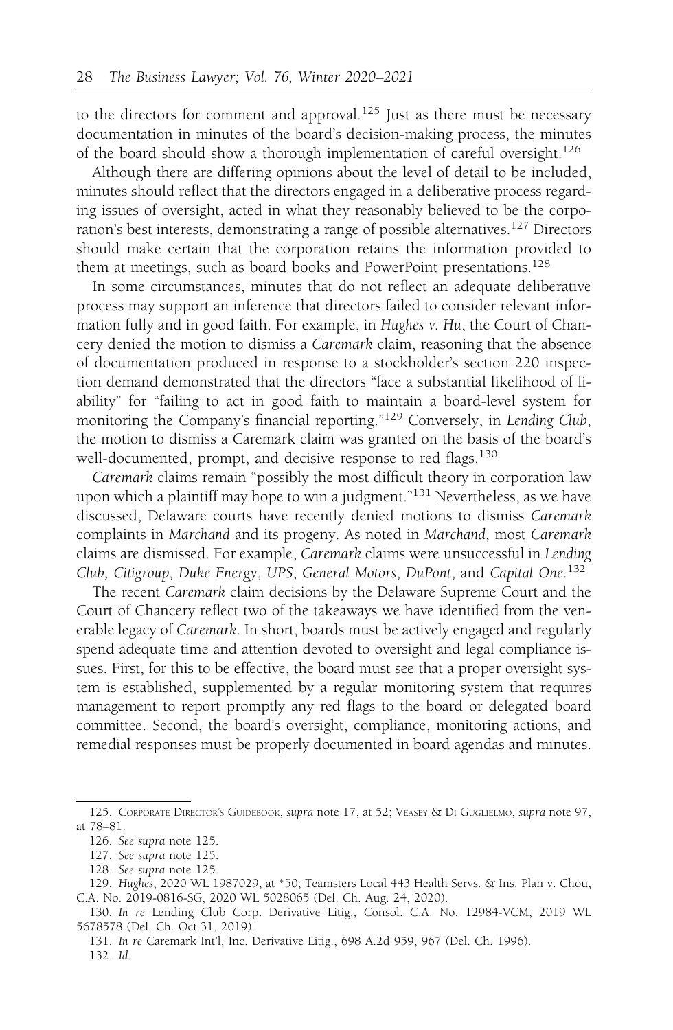to the directors for comment and approval.[125] Just as there must be necessary documentation in minutes of the board's decision-making process, the minutes of the board should show a thorough implementation of careful oversight.[126]

Although there are differing opinions about the level of detail to be included, minutes should reflect that the directors engaged in a deliberative process regarding issues of oversight, acted in what they reasonably believed to be the corporation's best interests, demonstrating a range of possible alternatives.[127] Directors should make certain that the corporation retains the information provided to them at meetings, such as board books and PowerPoint presentations.[128]

In some circumstances, minutes that do not reflect an adequate deliberative process may support an inference that directors failed to consider relevant information fully and in good faith. For example, in *Hughes v. Hu*, the Court of Chancery denied the motion to dismiss a *Caremark* claim, reasoning that the absence of documentation produced in response to a stockholder's section 220 inspection demand demonstrated that the directors "face a substantial likelihood of liability" for "failing to act in good faith to maintain a board-level system for monitoring the Company's financial reporting."[129] Conversely, in *Lending Club*, the motion to dismiss a Caremark claim was granted on the basis of the board's well-documented, prompt, and decisive response to red flags.[130]

*Caremark* claims remain "possibly the most difficult theory in corporation law upon which a plaintiff may hope to win a judgment."[131] Nevertheless, as we have discussed, Delaware courts have recently denied motions to dismiss *Caremark* complaints in *Marchand* and its progeny. As noted in *Marchand*, most *Caremark* claims are dismissed. For example, *Caremark* claims were unsuccessful in *Lending Club, Citigroup*, *Duke Energy*, *UPS*, *General Motors*, *DuPont*, and *Capital One*.[132]

The recent *Caremark* claim decisions by the Delaware Supreme Court and the Court of Chancery reflect two of the takeaways we have identified from the venerable legacy of *Caremark*. In short, boards must be actively engaged and regularly spend adequate time and attention devoted to oversight and legal compliance issues. First, for this to be effective, the board must see that a proper oversight system is established, supplemented by a regular monitoring system that requires management to report promptly any red flags to the board or delegated board committee. Second, the board's oversight, compliance, monitoring actions, and remedial responses must be properly documented in board agendas and minutes.

---

125. Corporate Director's Guidebook, *supra* note 17, at 52; Veasey & Di Guglielmo, *supra* note 97, at 78–81.

126. *See supra* note 125.

127. *See supra* note 125.

128. *See supra* note 125.

129. *Hughes*, 2020 WL 1987029, at *50; Teamsters Local 443 Health Servs. & Ins. Plan v. Chou, C.A. No. 2019-0816-SG, 2020 WL 5028065 (Del. Ch. Aug. 24, 2020).

130. *In re* Lending Club Corp. Derivative Litig., Consol. C.A. No. 12984-VCM, 2019 WL 5678578 (Del. Ch. Oct.31, 2019).

131. *In re* Caremark Int'l, Inc. Derivative Litig., 698 A.2d 959, 967 (Del. Ch. 1996).

132. *Id.*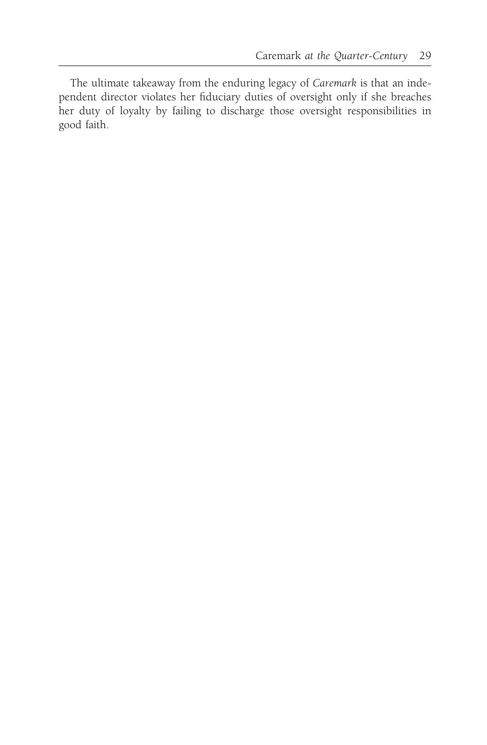The ultimate takeaway from the enduring legacy of *Caremark* is that an independent director violates her fiduciary duties of oversight only if she breaches her duty of loyalty by failing to discharge those oversight responsibilities in good faith.